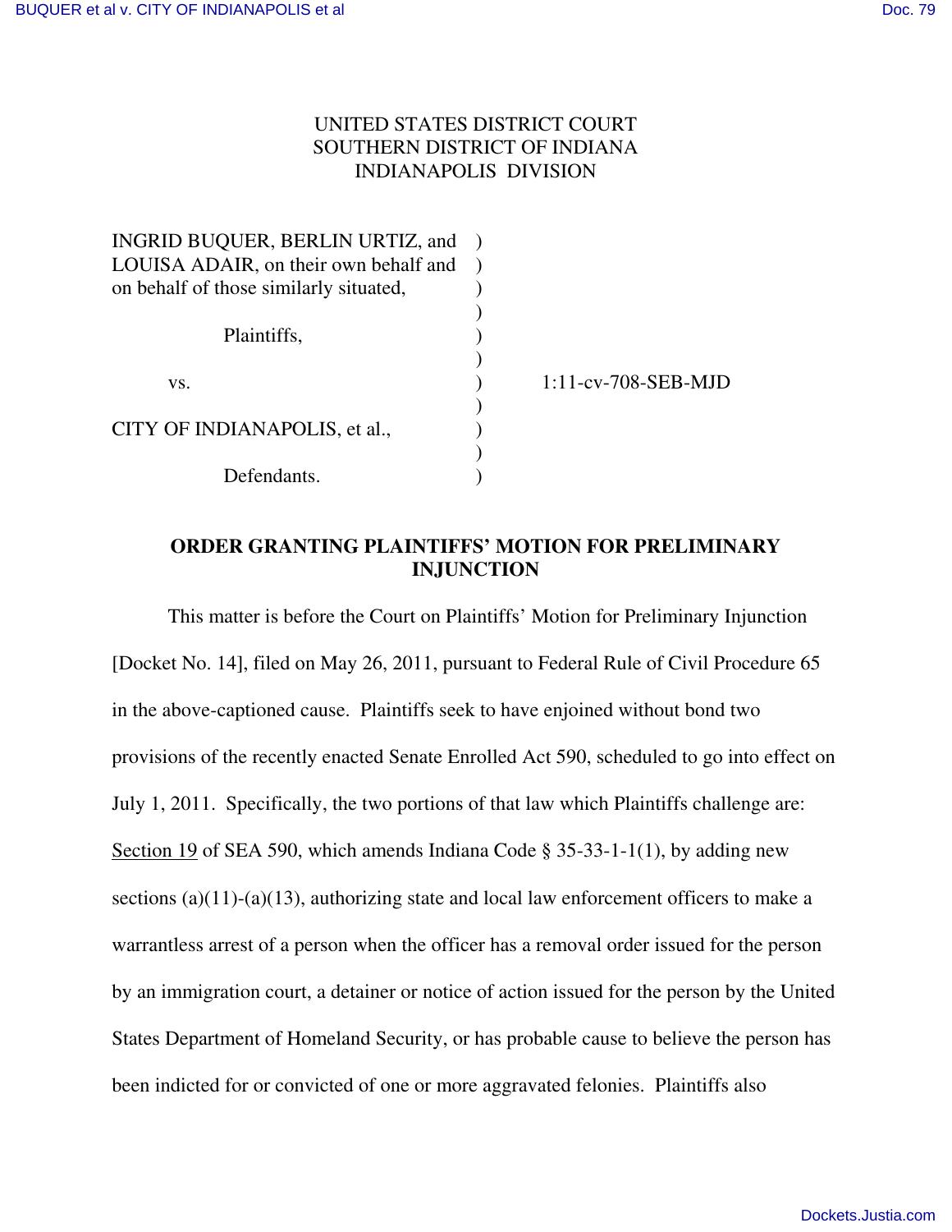UNITED STATES DISTRICT COURT
SOUTHERN DISTRICT OF INDIANA
INDIANAPOLIS DIVISION

| | | |
|---|---|---|
| INGRID BUQUER, BERLIN URTIZ, and LOUISA ADAIR, on their own behalf and on behalf of those similarly situated, | ) | |
| Plaintiffs, | ) | |
| vs. | ) | 1:11-cv-708-SEB-MJD |
| CITY OF INDIANAPOLIS, et al., | ) | |
| Defendants. | ) | |

## ORDER GRANTING PLAINTIFFS' MOTION FOR PRELIMINARY INJUNCTION

This matter is before the Court on Plaintiffs' Motion for Preliminary Injunction [Docket No. 14], filed on May 26, 2011, pursuant to Federal Rule of Civil Procedure 65 in the above-captioned cause. Plaintiffs seek to have enjoined without bond two provisions of the recently enacted Senate Enrolled Act 590, scheduled to go into effect on July 1, 2011. Specifically, the two portions of that law which Plaintiffs challenge are: Section 19 of SEA 590, which amends Indiana Code § 35-33-1-1(1), by adding new sections (a)(11)-(a)(13), authorizing state and local law enforcement officers to make a warrantless arrest of a person when the officer has a removal order issued for the person by an immigration court, a detainer or notice of action issued for the person by the United States Department of Homeland Security, or has probable cause to believe the person has been indicted for or convicted of one or more aggravated felonies. Plaintiffs also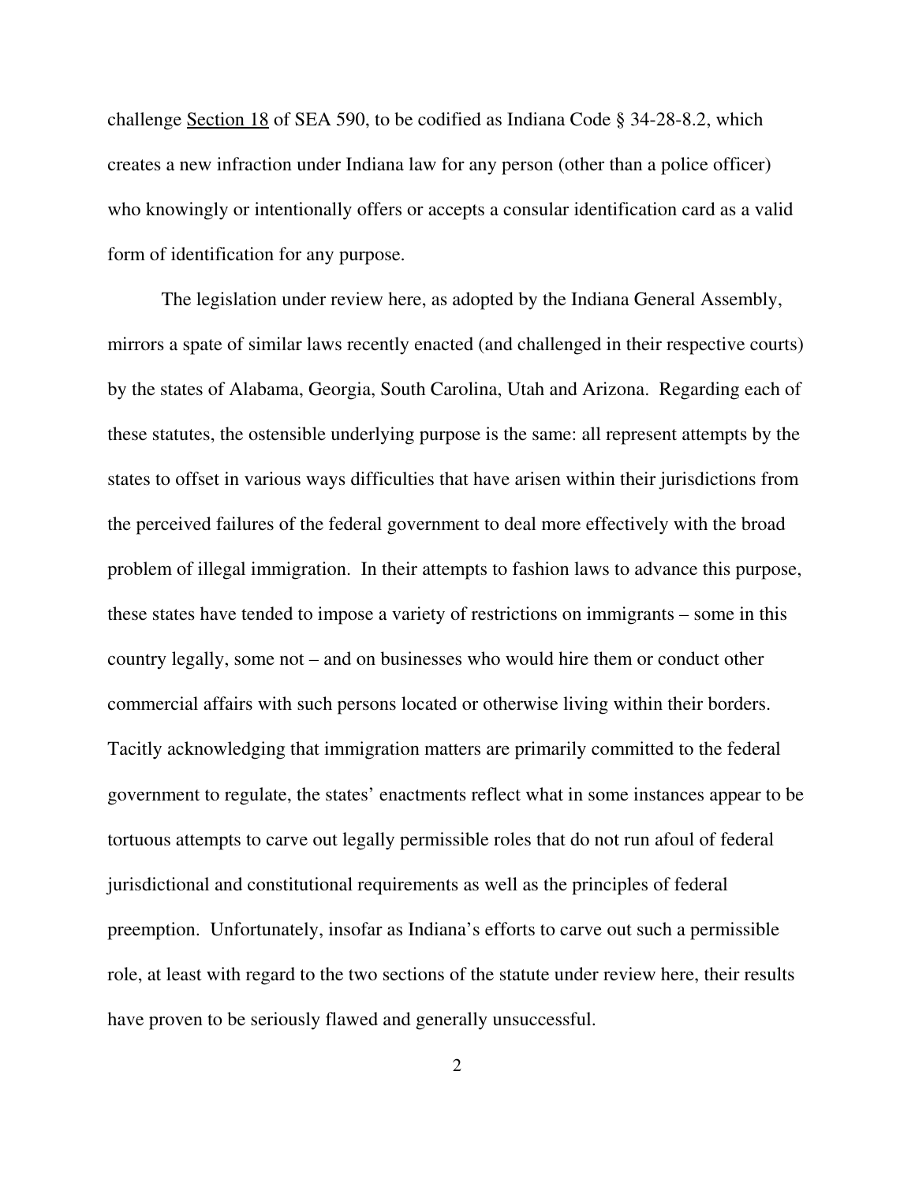challenge Section 18 of SEA 590, to be codified as Indiana Code § 34-28-8.2, which creates a new infraction under Indiana law for any person (other than a police officer) who knowingly or intentionally offers or accepts a consular identification card as a valid form of identification for any purpose.

The legislation under review here, as adopted by the Indiana General Assembly, mirrors a spate of similar laws recently enacted (and challenged in their respective courts) by the states of Alabama, Georgia, South Carolina, Utah and Arizona. Regarding each of these statutes, the ostensible underlying purpose is the same: all represent attempts by the states to offset in various ways difficulties that have arisen within their jurisdictions from the perceived failures of the federal government to deal more effectively with the broad problem of illegal immigration. In their attempts to fashion laws to advance this purpose, these states have tended to impose a variety of restrictions on immigrants – some in this country legally, some not – and on businesses who would hire them or conduct other commercial affairs with such persons located or otherwise living within their borders. Tacitly acknowledging that immigration matters are primarily committed to the federal government to regulate, the states' enactments reflect what in some instances appear to be tortuous attempts to carve out legally permissible roles that do not run afoul of federal jurisdictional and constitutional requirements as well as the principles of federal preemption. Unfortunately, insofar as Indiana's efforts to carve out such a permissible role, at least with regard to the two sections of the statute under review here, their results have proven to be seriously flawed and generally unsuccessful.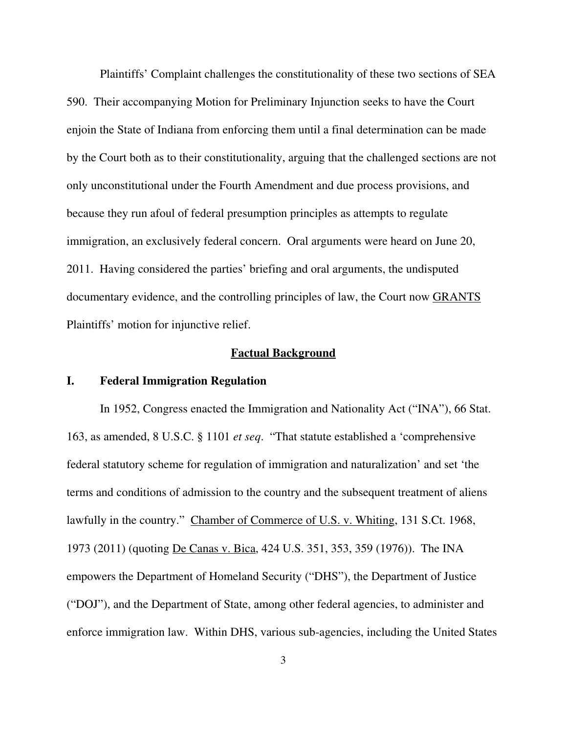Plaintiffs' Complaint challenges the constitutionality of these two sections of SEA 590. Their accompanying Motion for Preliminary Injunction seeks to have the Court enjoin the State of Indiana from enforcing them until a final determination can be made by the Court both as to their constitutionality, arguing that the challenged sections are not only unconstitutional under the Fourth Amendment and due process provisions, and because they run afoul of federal presumption principles as attempts to regulate immigration, an exclusively federal concern. Oral arguments were heard on June 20, 2011. Having considered the parties' briefing and oral arguments, the undisputed documentary evidence, and the controlling principles of law, the Court now <u>GRANTS</u> Plaintiffs' motion for injunctive relief.

## <u>Factual Background</u>

### I. Federal Immigration Regulation

In 1952, Congress enacted the Immigration and Nationality Act ("INA"), 66 Stat. 163, as amended, 8 U.S.C. § 1101 *et seq*. "That statute established a 'comprehensive federal statutory scheme for regulation of immigration and naturalization' and set 'the terms and conditions of admission to the country and the subsequent treatment of aliens lawfully in the country." <u>Chamber of Commerce of U.S. v. Whiting</u>, 131 S.Ct. 1968, 1973 (2011) (quoting <u>De Canas v. Bica</u>, 424 U.S. 351, 353, 359 (1976)). The INA empowers the Department of Homeland Security ("DHS"), the Department of Justice ("DOJ"), and the Department of State, among other federal agencies, to administer and enforce immigration law. Within DHS, various sub-agencies, including the United States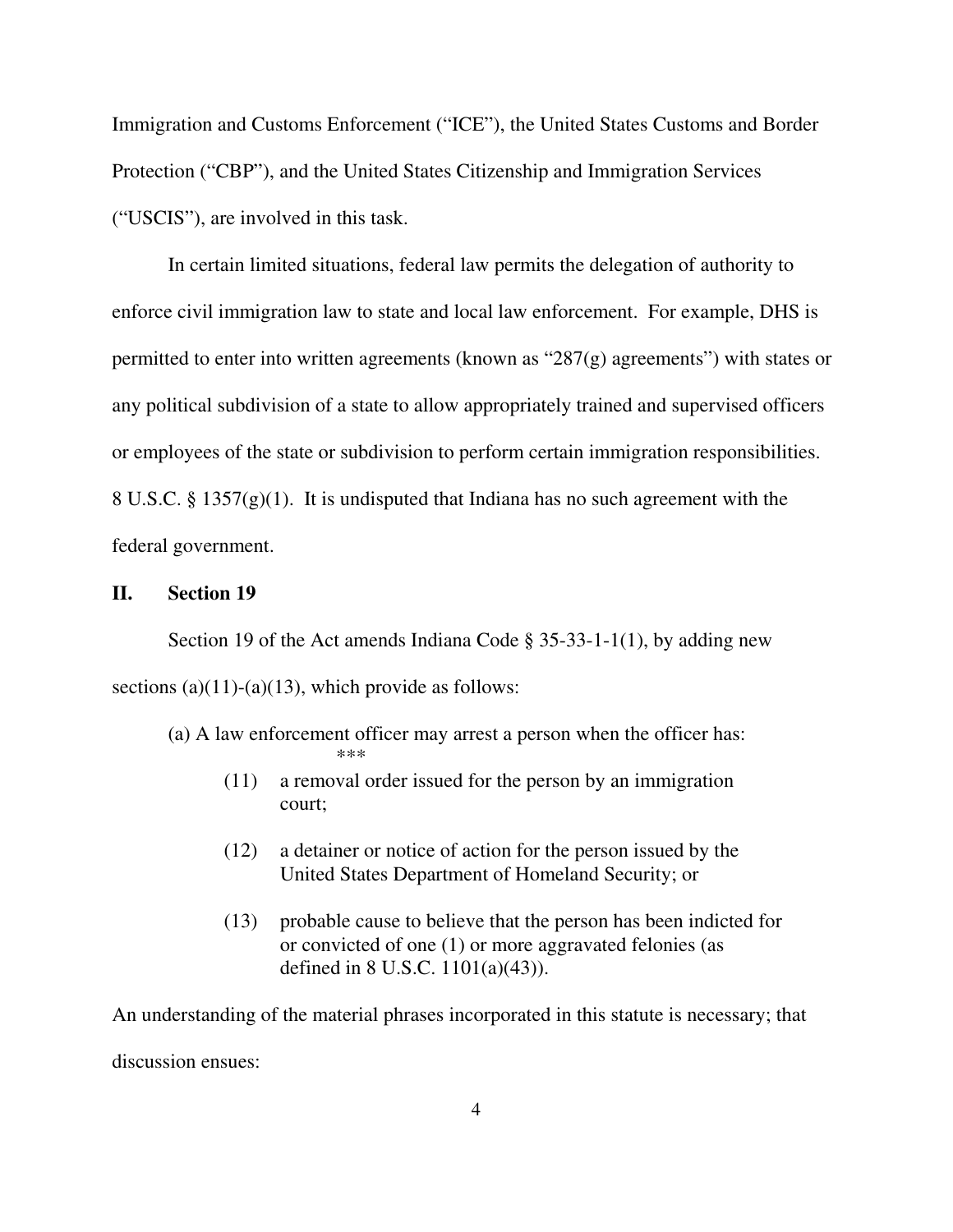Immigration and Customs Enforcement ("ICE"), the United States Customs and Border Protection ("CBP"), and the United States Citizenship and Immigration Services ("USCIS"), are involved in this task.

In certain limited situations, federal law permits the delegation of authority to enforce civil immigration law to state and local law enforcement. For example, DHS is permitted to enter into written agreements (known as "287(g) agreements") with states or any political subdivision of a state to allow appropriately trained and supervised officers or employees of the state or subdivision to perform certain immigration responsibilities. 8 U.S.C. § 1357(g)(1). It is undisputed that Indiana has no such agreement with the federal government.

## II. Section 19

Section 19 of the Act amends Indiana Code § 35-33-1-1(1), by adding new sections (a)(11)-(a)(13), which provide as follows:

> (a) A law enforcement officer may arrest a person when the officer has:
>
> \*\*\*
>
> (11) a removal order issued for the person by an immigration court;
>
> (12) a detainer or notice of action for the person issued by the United States Department of Homeland Security; or
>
> (13) probable cause to believe that the person has been indicted for or convicted of one (1) or more aggravated felonies (as defined in 8 U.S.C. 1101(a)(43)).

An understanding of the material phrases incorporated in this statute is necessary; that discussion ensues: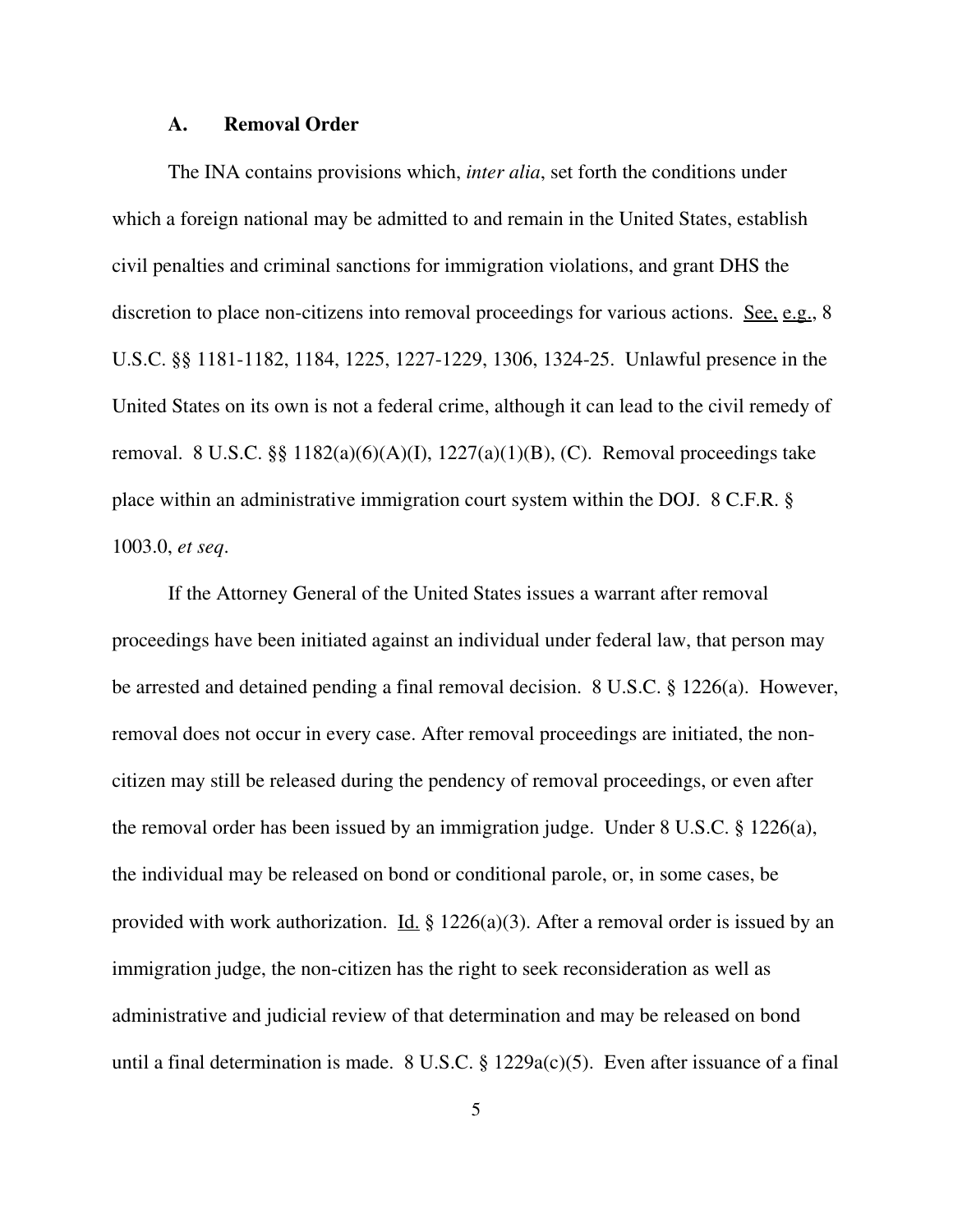### A. Removal Order

The INA contains provisions which, *inter alia*, set forth the conditions under which a foreign national may be admitted to and remain in the United States, establish civil penalties and criminal sanctions for immigration violations, and grant DHS the discretion to place non-citizens into removal proceedings for various actions. See, e.g., 8 U.S.C. §§ 1181-1182, 1184, 1225, 1227-1229, 1306, 1324-25. Unlawful presence in the United States on its own is not a federal crime, although it can lead to the civil remedy of removal. 8 U.S.C. §§ 1182(a)(6)(A)(I), 1227(a)(1)(B), (C). Removal proceedings take place within an administrative immigration court system within the DOJ. 8 C.F.R. § 1003.0, *et seq*.

If the Attorney General of the United States issues a warrant after removal proceedings have been initiated against an individual under federal law, that person may be arrested and detained pending a final removal decision. 8 U.S.C. § 1226(a). However, removal does not occur in every case. After removal proceedings are initiated, the non-citizen may still be released during the pendency of removal proceedings, or even after the removal order has been issued by an immigration judge. Under 8 U.S.C. § 1226(a), the individual may be released on bond or conditional parole, or, in some cases, be provided with work authorization. Id. § 1226(a)(3). After a removal order is issued by an immigration judge, the non-citizen has the right to seek reconsideration as well as administrative and judicial review of that determination and may be released on bond until a final determination is made. 8 U.S.C. § 1229a(c)(5). Even after issuance of a final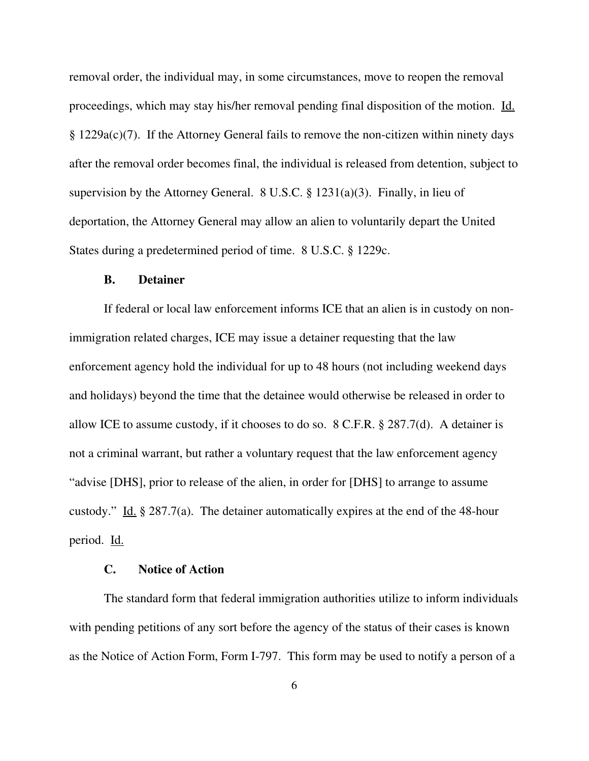removal order, the individual may, in some circumstances, move to reopen the removal proceedings, which may stay his/her removal pending final disposition of the motion. Id. § 1229a(c)(7). If the Attorney General fails to remove the non-citizen within ninety days after the removal order becomes final, the individual is released from detention, subject to supervision by the Attorney General. 8 U.S.C. § 1231(a)(3). Finally, in lieu of deportation, the Attorney General may allow an alien to voluntarily depart the United States during a predetermined period of time. 8 U.S.C. § 1229c.

### B. Detainer

If federal or local law enforcement informs ICE that an alien is in custody on non-immigration related charges, ICE may issue a detainer requesting that the law enforcement agency hold the individual for up to 48 hours (not including weekend days and holidays) beyond the time that the detainee would otherwise be released in order to allow ICE to assume custody, if it chooses to do so. 8 C.F.R. § 287.7(d). A detainer is not a criminal warrant, but rather a voluntary request that the law enforcement agency "advise [DHS], prior to release of the alien, in order for [DHS] to arrange to assume custody." Id. § 287.7(a). The detainer automatically expires at the end of the 48-hour period. Id.

### C. Notice of Action

The standard form that federal immigration authorities utilize to inform individuals with pending petitions of any sort before the agency of the status of their cases is known as the Notice of Action Form, Form I-797. This form may be used to notify a person of a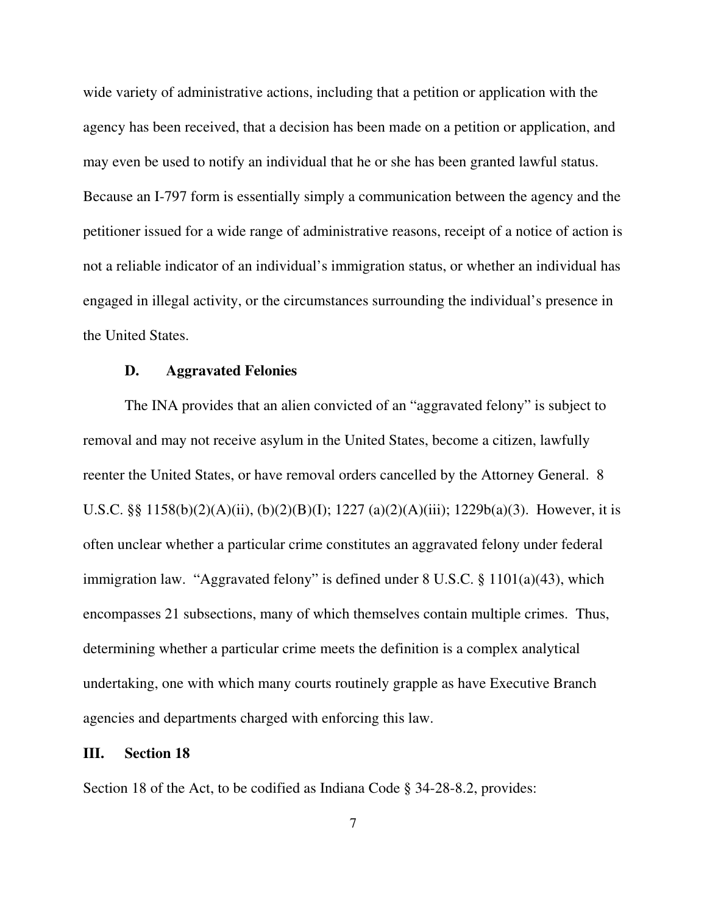wide variety of administrative actions, including that a petition or application with the agency has been received, that a decision has been made on a petition or application, and may even be used to notify an individual that he or she has been granted lawful status. Because an I-797 form is essentially simply a communication between the agency and the petitioner issued for a wide range of administrative reasons, receipt of a notice of action is not a reliable indicator of an individual's immigration status, or whether an individual has engaged in illegal activity, or the circumstances surrounding the individual's presence in the United States.

### D. Aggravated Felonies

The INA provides that an alien convicted of an "aggravated felony" is subject to removal and may not receive asylum in the United States, become a citizen, lawfully reenter the United States, or have removal orders cancelled by the Attorney General. 8 U.S.C. §§ 1158(b)(2)(A)(ii), (b)(2)(B)(I); 1227 (a)(2)(A)(iii); 1229b(a)(3). However, it is often unclear whether a particular crime constitutes an aggravated felony under federal immigration law. "Aggravated felony" is defined under 8 U.S.C. § 1101(a)(43), which encompasses 21 subsections, many of which themselves contain multiple crimes. Thus, determining whether a particular crime meets the definition is a complex analytical undertaking, one with which many courts routinely grapple as have Executive Branch agencies and departments charged with enforcing this law.

## III. Section 18

Section 18 of the Act, to be codified as Indiana Code § 34-28-8.2, provides: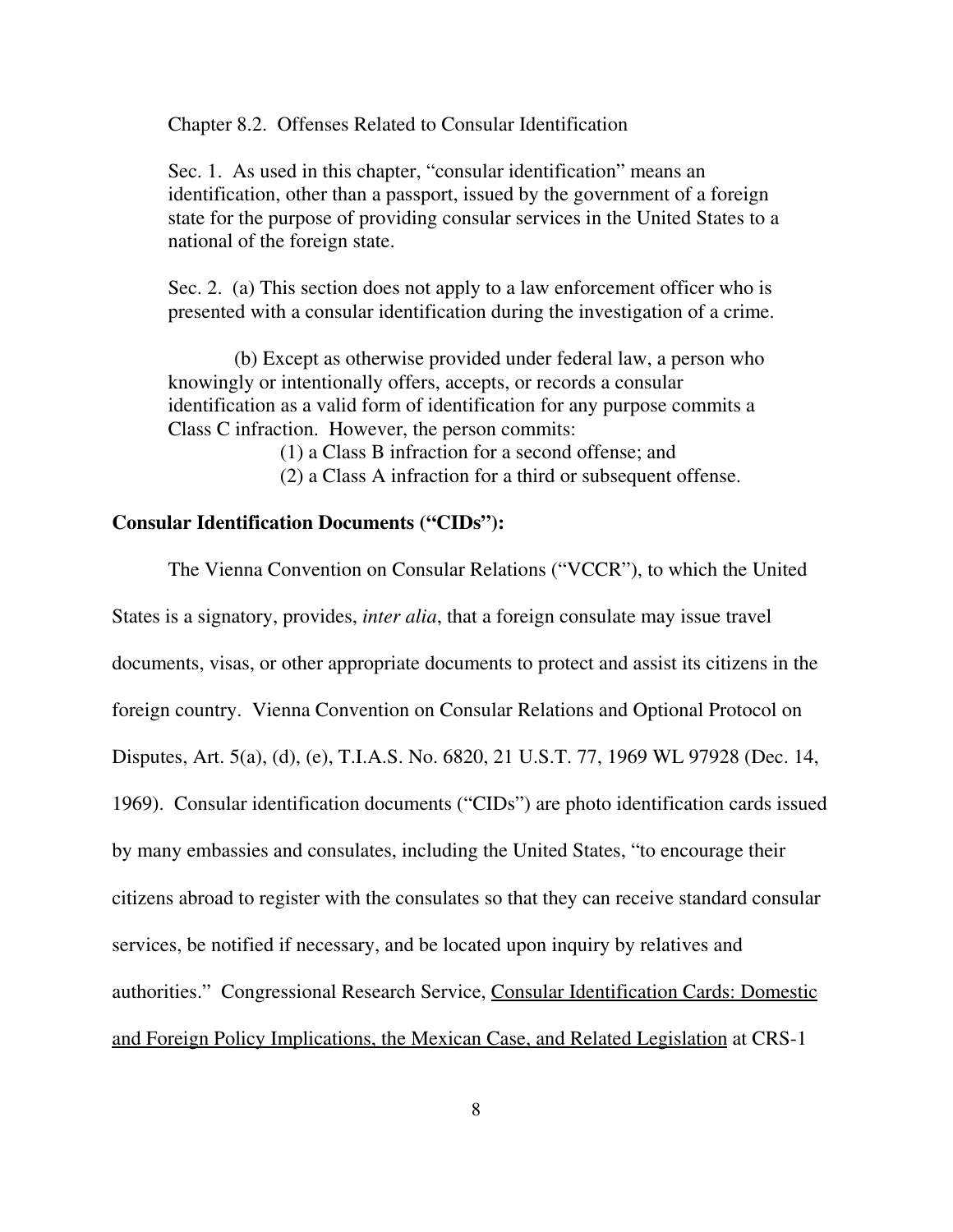Chapter 8.2. Offenses Related to Consular Identification

Sec. 1. As used in this chapter, "consular identification" means an identification, other than a passport, issued by the government of a foreign state for the purpose of providing consular services in the United States to a national of the foreign state.

Sec. 2. (a) This section does not apply to a law enforcement officer who is presented with a consular identification during the investigation of a crime.

(b) Except as otherwise provided under federal law, a person who knowingly or intentionally offers, accepts, or records a consular identification as a valid form of identification for any purpose commits a Class C infraction. However, the person commits:

(1) a Class B infraction for a second offense; and

(2) a Class A infraction for a third or subsequent offense.

**Consular Identification Documents ("CIDs"):**

The Vienna Convention on Consular Relations ("VCCR"), to which the United States is a signatory, provides, *inter alia*, that a foreign consulate may issue travel documents, visas, or other appropriate documents to protect and assist its citizens in the foreign country. Vienna Convention on Consular Relations and Optional Protocol on Disputes, Art. 5(a), (d), (e), T.I.A.S. No. 6820, 21 U.S.T. 77, 1969 WL 97928 (Dec. 14, 1969). Consular identification documents ("CIDs") are photo identification cards issued by many embassies and consulates, including the United States, "to encourage their citizens abroad to register with the consulates so that they can receive standard consular services, be notified if necessary, and be located upon inquiry by relatives and authorities." Congressional Research Service, Consular Identification Cards: Domestic and Foreign Policy Implications, the Mexican Case, and Related Legislation at CRS-1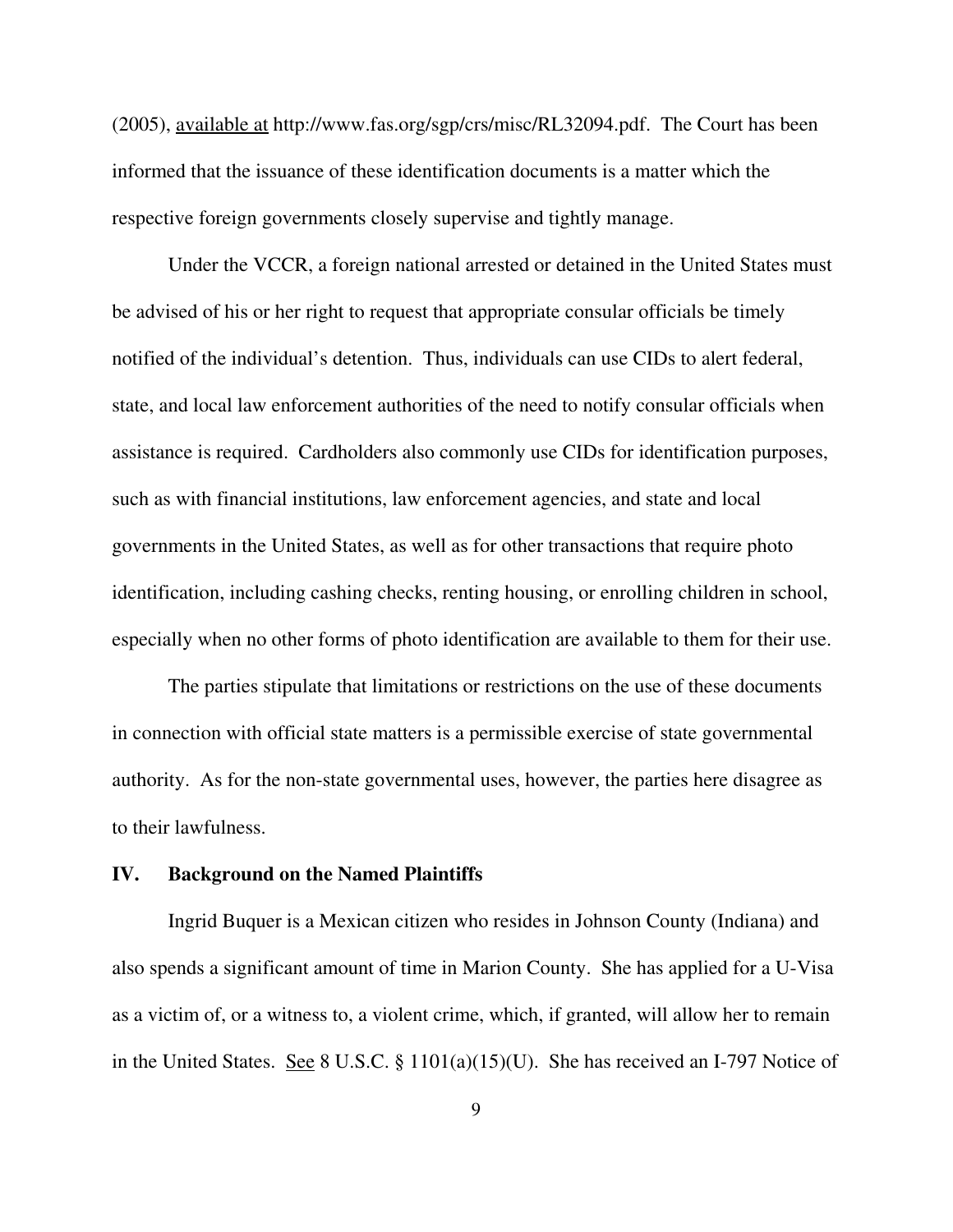(2005), available at http://www.fas.org/sgp/crs/misc/RL32094.pdf. The Court has been informed that the issuance of these identification documents is a matter which the respective foreign governments closely supervise and tightly manage.

Under the VCCR, a foreign national arrested or detained in the United States must be advised of his or her right to request that appropriate consular officials be timely notified of the individual's detention. Thus, individuals can use CIDs to alert federal, state, and local law enforcement authorities of the need to notify consular officials when assistance is required. Cardholders also commonly use CIDs for identification purposes, such as with financial institutions, law enforcement agencies, and state and local governments in the United States, as well as for other transactions that require photo identification, including cashing checks, renting housing, or enrolling children in school, especially when no other forms of photo identification are available to them for their use.

The parties stipulate that limitations or restrictions on the use of these documents in connection with official state matters is a permissible exercise of state governmental authority. As for the non-state governmental uses, however, the parties here disagree as to their lawfulness.

## IV. Background on the Named Plaintiffs

Ingrid Buquer is a Mexican citizen who resides in Johnson County (Indiana) and also spends a significant amount of time in Marion County. She has applied for a U-Visa as a victim of, or a witness to, a violent crime, which, if granted, will allow her to remain in the United States. See 8 U.S.C. § 1101(a)(15)(U). She has received an I-797 Notice of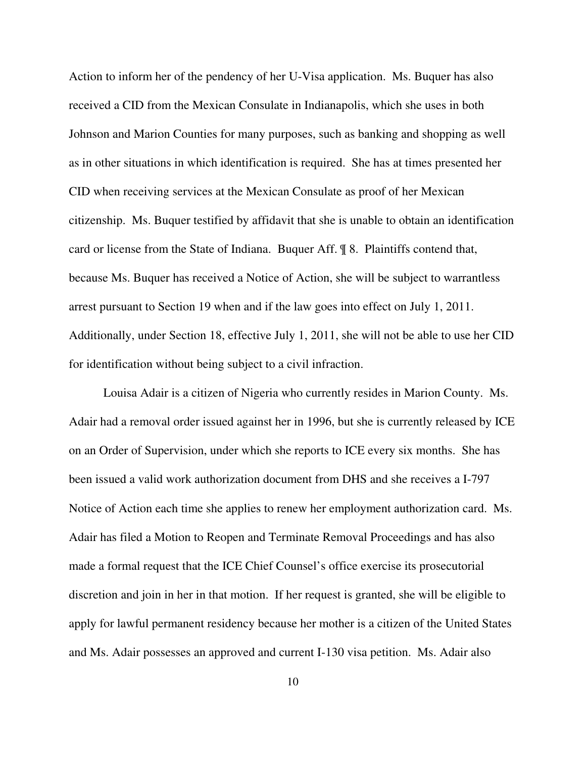Action to inform her of the pendency of her U-Visa application. Ms. Buquer has also received a CID from the Mexican Consulate in Indianapolis, which she uses in both Johnson and Marion Counties for many purposes, such as banking and shopping as well as in other situations in which identification is required. She has at times presented her CID when receiving services at the Mexican Consulate as proof of her Mexican citizenship. Ms. Buquer testified by affidavit that she is unable to obtain an identification card or license from the State of Indiana. Buquer Aff. ¶ 8. Plaintiffs contend that, because Ms. Buquer has received a Notice of Action, she will be subject to warrantless arrest pursuant to Section 19 when and if the law goes into effect on July 1, 2011. Additionally, under Section 18, effective July 1, 2011, she will not be able to use her CID for identification without being subject to a civil infraction.

Louisa Adair is a citizen of Nigeria who currently resides in Marion County. Ms. Adair had a removal order issued against her in 1996, but she is currently released by ICE on an Order of Supervision, under which she reports to ICE every six months. She has been issued a valid work authorization document from DHS and she receives a I-797 Notice of Action each time she applies to renew her employment authorization card. Ms. Adair has filed a Motion to Reopen and Terminate Removal Proceedings and has also made a formal request that the ICE Chief Counsel's office exercise its prosecutorial discretion and join in her in that motion. If her request is granted, she will be eligible to apply for lawful permanent residency because her mother is a citizen of the United States and Ms. Adair possesses an approved and current I-130 visa petition. Ms. Adair also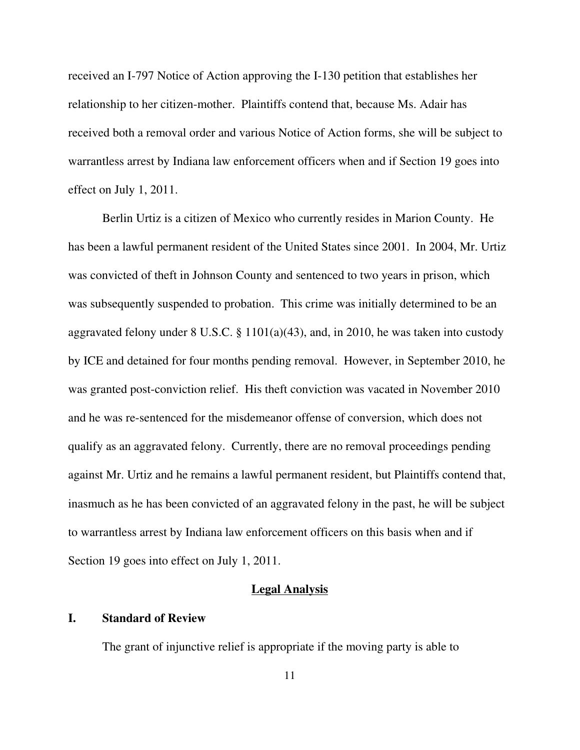received an I-797 Notice of Action approving the I-130 petition that establishes her relationship to her citizen-mother. Plaintiffs contend that, because Ms. Adair has received both a removal order and various Notice of Action forms, she will be subject to warrantless arrest by Indiana law enforcement officers when and if Section 19 goes into effect on July 1, 2011.

Berlin Urtiz is a citizen of Mexico who currently resides in Marion County. He has been a lawful permanent resident of the United States since 2001. In 2004, Mr. Urtiz was convicted of theft in Johnson County and sentenced to two years in prison, which was subsequently suspended to probation. This crime was initially determined to be an aggravated felony under 8 U.S.C. § 1101(a)(43), and, in 2010, he was taken into custody by ICE and detained for four months pending removal. However, in September 2010, he was granted post-conviction relief. His theft conviction was vacated in November 2010 and he was re-sentenced for the misdemeanor offense of conversion, which does not qualify as an aggravated felony. Currently, there are no removal proceedings pending against Mr. Urtiz and he remains a lawful permanent resident, but Plaintiffs contend that, inasmuch as he has been convicted of an aggravated felony in the past, he will be subject to warrantless arrest by Indiana law enforcement officers on this basis when and if Section 19 goes into effect on July 1, 2011.

## Legal Analysis

### I. Standard of Review

The grant of injunctive relief is appropriate if the moving party is able to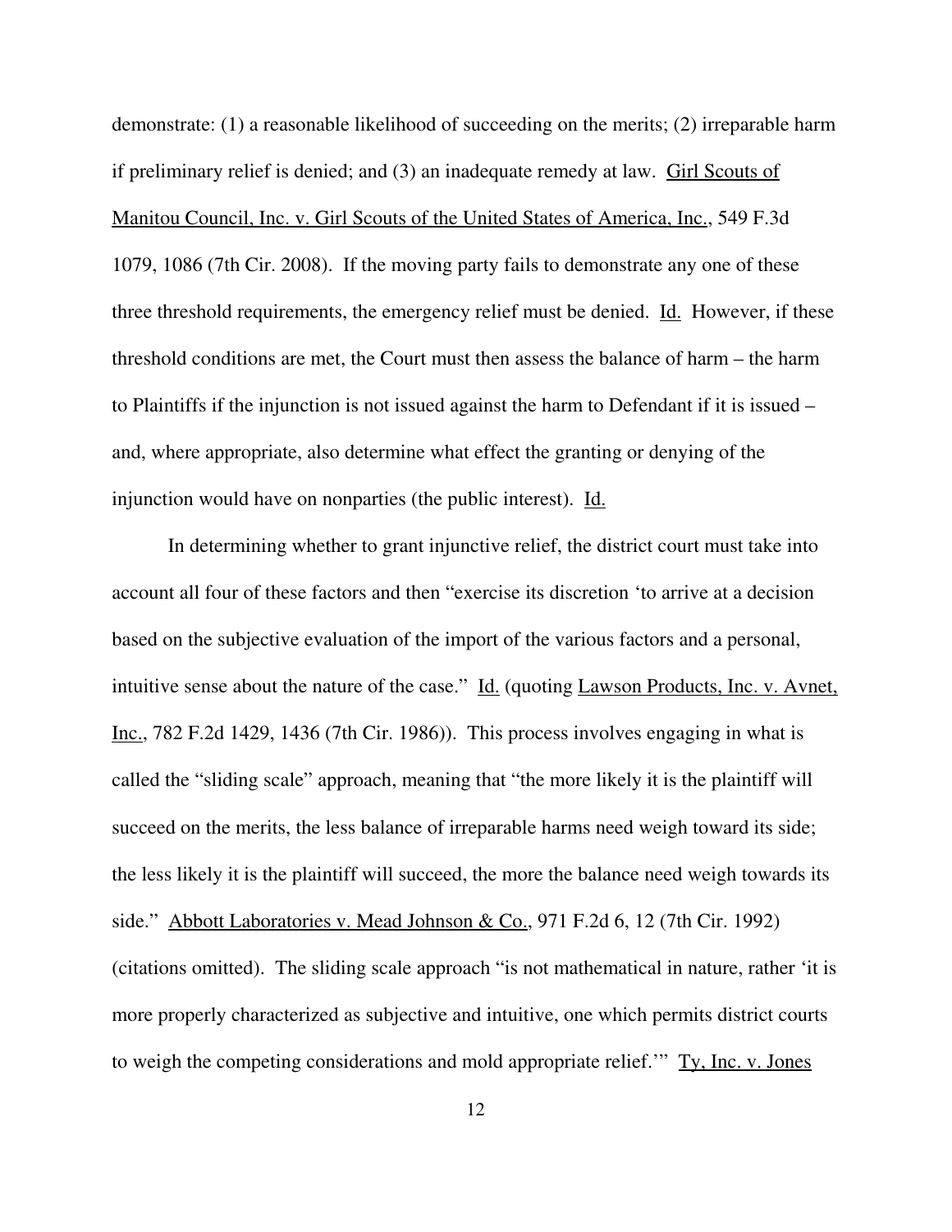demonstrate: (1) a reasonable likelihood of succeeding on the merits; (2) irreparable harm if preliminary relief is denied; and (3) an inadequate remedy at law. Girl Scouts of Manitou Council, Inc. v. Girl Scouts of the United States of America, Inc., 549 F.3d 1079, 1086 (7th Cir. 2008). If the moving party fails to demonstrate any one of these three threshold requirements, the emergency relief must be denied. Id. However, if these threshold conditions are met, the Court must then assess the balance of harm – the harm to Plaintiffs if the injunction is not issued against the harm to Defendant if it is issued – and, where appropriate, also determine what effect the granting or denying of the injunction would have on nonparties (the public interest). Id.

In determining whether to grant injunctive relief, the district court must take into account all four of these factors and then "exercise its discretion 'to arrive at a decision based on the subjective evaluation of the import of the various factors and a personal, intuitive sense about the nature of the case." Id. (quoting Lawson Products, Inc. v. Avnet, Inc., 782 F.2d 1429, 1436 (7th Cir. 1986)). This process involves engaging in what is called the "sliding scale" approach, meaning that "the more likely it is the plaintiff will succeed on the merits, the less balance of irreparable harms need weigh toward its side; the less likely it is the plaintiff will succeed, the more the balance need weigh towards its side." Abbott Laboratories v. Mead Johnson & Co., 971 F.2d 6, 12 (7th Cir. 1992) (citations omitted). The sliding scale approach "is not mathematical in nature, rather 'it is more properly characterized as subjective and intuitive, one which permits district courts to weigh the competing considerations and mold appropriate relief.'" Ty, Inc. v. Jones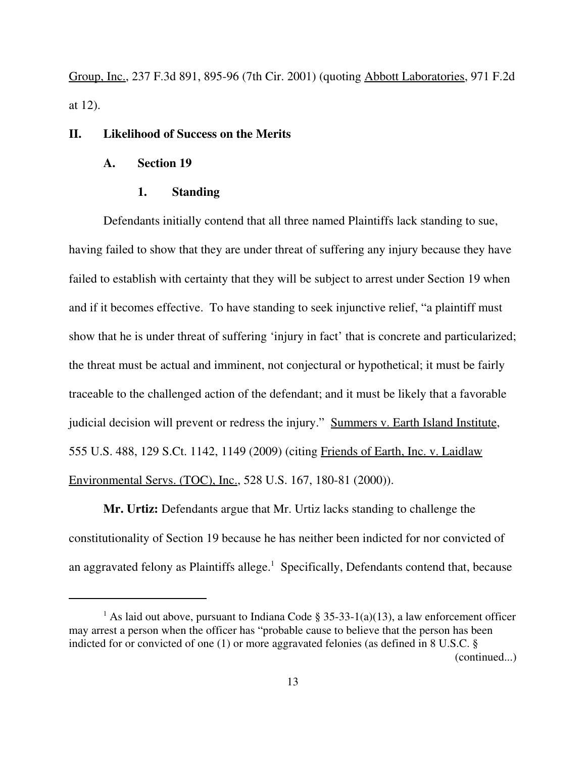Group, Inc., 237 F.3d 891, 895-96 (7th Cir. 2001) (quoting Abbott Laboratories, 971 F.2d at 12).

## II. Likelihood of Success on the Merits

### A. Section 19

#### 1. Standing

Defendants initially contend that all three named Plaintiffs lack standing to sue, having failed to show that they are under threat of suffering any injury because they have failed to establish with certainty that they will be subject to arrest under Section 19 when and if it becomes effective. To have standing to seek injunctive relief, "a plaintiff must show that he is under threat of suffering 'injury in fact' that is concrete and particularized; the threat must be actual and imminent, not conjectural or hypothetical; it must be fairly traceable to the challenged action of the defendant; and it must be likely that a favorable judicial decision will prevent or redress the injury." Summers v. Earth Island Institute, 555 U.S. 488, 129 S.Ct. 1142, 1149 (2009) (citing Friends of Earth, Inc. v. Laidlaw Environmental Servs. (TOC), Inc., 528 U.S. 167, 180-81 (2000)).

**Mr. Urtiz:** Defendants argue that Mr. Urtiz lacks standing to challenge the constitutionality of Section 19 because he has neither been indicted for nor convicted of an aggravated felony as Plaintiffs allege.[1] Specifically, Defendants contend that, because

---

[1] As laid out above, pursuant to Indiana Code § 35-33-1(a)(13), a law enforcement officer may arrest a person when the officer has "probable cause to believe that the person has been indicted for or convicted of one (1) or more aggravated felonies (as defined in 8 U.S.C. §

(continued...)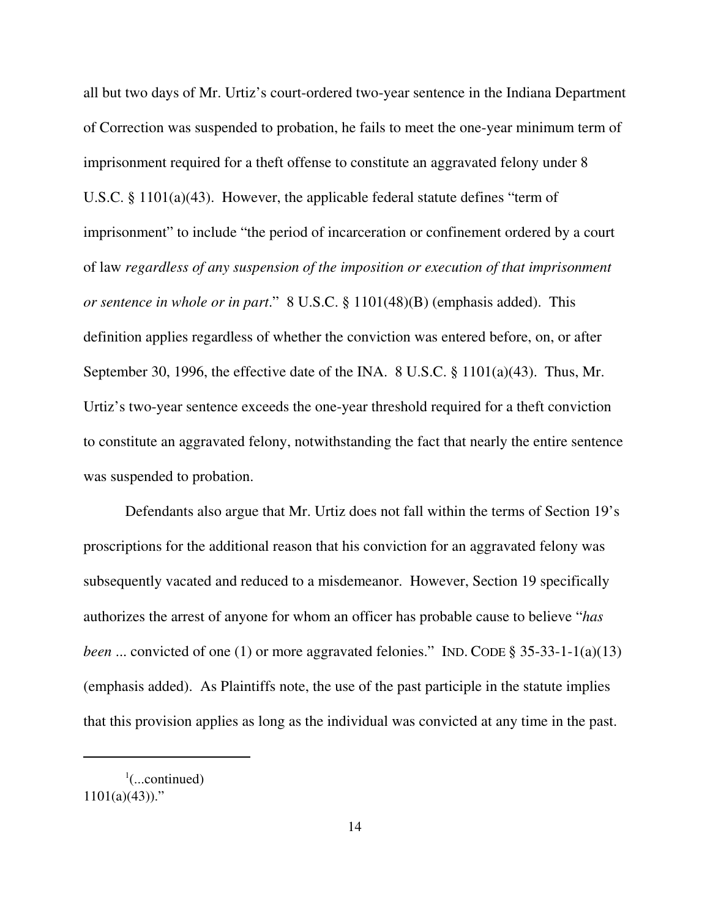all but two days of Mr. Urtiz's court-ordered two-year sentence in the Indiana Department of Correction was suspended to probation, he fails to meet the one-year minimum term of imprisonment required for a theft offense to constitute an aggravated felony under 8 U.S.C. § 1101(a)(43). However, the applicable federal statute defines "term of imprisonment" to include "the period of incarceration or confinement ordered by a court of law *regardless of any suspension of the imposition or execution of that imprisonment or sentence in whole or in part*." 8 U.S.C. § 1101(48)(B) (emphasis added). This definition applies regardless of whether the conviction was entered before, on, or after September 30, 1996, the effective date of the INA. 8 U.S.C. § 1101(a)(43). Thus, Mr. Urtiz's two-year sentence exceeds the one-year threshold required for a theft conviction to constitute an aggravated felony, notwithstanding the fact that nearly the entire sentence was suspended to probation.

Defendants also argue that Mr. Urtiz does not fall within the terms of Section 19's proscriptions for the additional reason that his conviction for an aggravated felony was subsequently vacated and reduced to a misdemeanor. However, Section 19 specifically authorizes the arrest of anyone for whom an officer has probable cause to believe "*has been* ... convicted of one (1) or more aggravated felonies." IND. CODE § 35-33-1-1(a)(13) (emphasis added). As Plaintiffs note, the use of the past participle in the statute implies that this provision applies as long as the individual was convicted at any time in the past.

---

[1](...continued) 1101(a)(43))."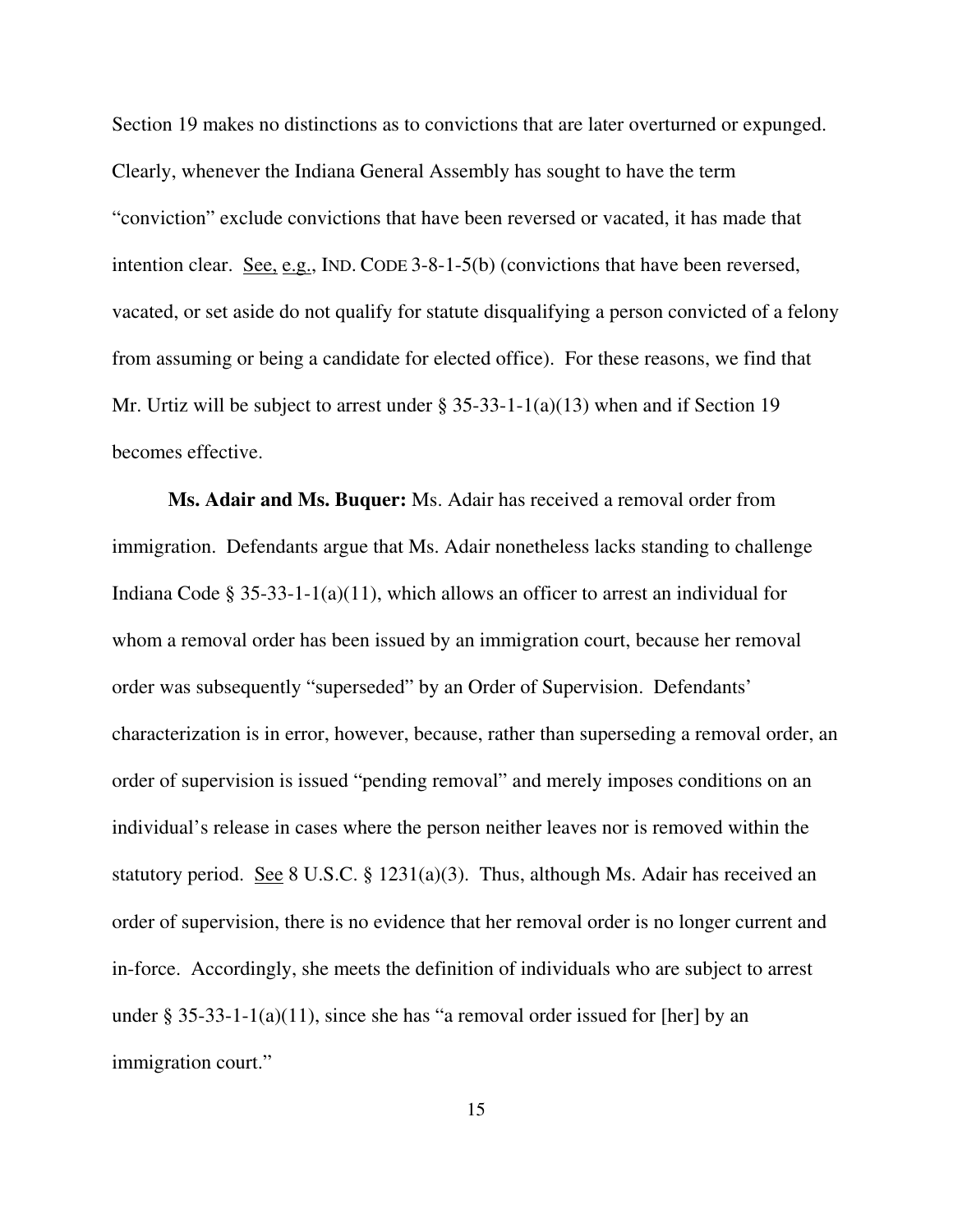Section 19 makes no distinctions as to convictions that are later overturned or expunged. Clearly, whenever the Indiana General Assembly has sought to have the term "conviction" exclude convictions that have been reversed or vacated, it has made that intention clear. See, e.g., IND. CODE 3-8-1-5(b) (convictions that have been reversed, vacated, or set aside do not qualify for statute disqualifying a person convicted of a felony from assuming or being a candidate for elected office). For these reasons, we find that Mr. Urtiz will be subject to arrest under § 35-33-1-1(a)(13) when and if Section 19 becomes effective.

**Ms. Adair and Ms. Buquer:** Ms. Adair has received a removal order from immigration. Defendants argue that Ms. Adair nonetheless lacks standing to challenge Indiana Code § 35-33-1-1(a)(11), which allows an officer to arrest an individual for whom a removal order has been issued by an immigration court, because her removal order was subsequently "superseded" by an Order of Supervision. Defendants' characterization is in error, however, because, rather than superseding a removal order, an order of supervision is issued "pending removal" and merely imposes conditions on an individual's release in cases where the person neither leaves nor is removed within the statutory period. See 8 U.S.C. § 1231(a)(3). Thus, although Ms. Adair has received an order of supervision, there is no evidence that her removal order is no longer current and in-force. Accordingly, she meets the definition of individuals who are subject to arrest under § 35-33-1-1(a)(11), since she has "a removal order issued for [her] by an immigration court."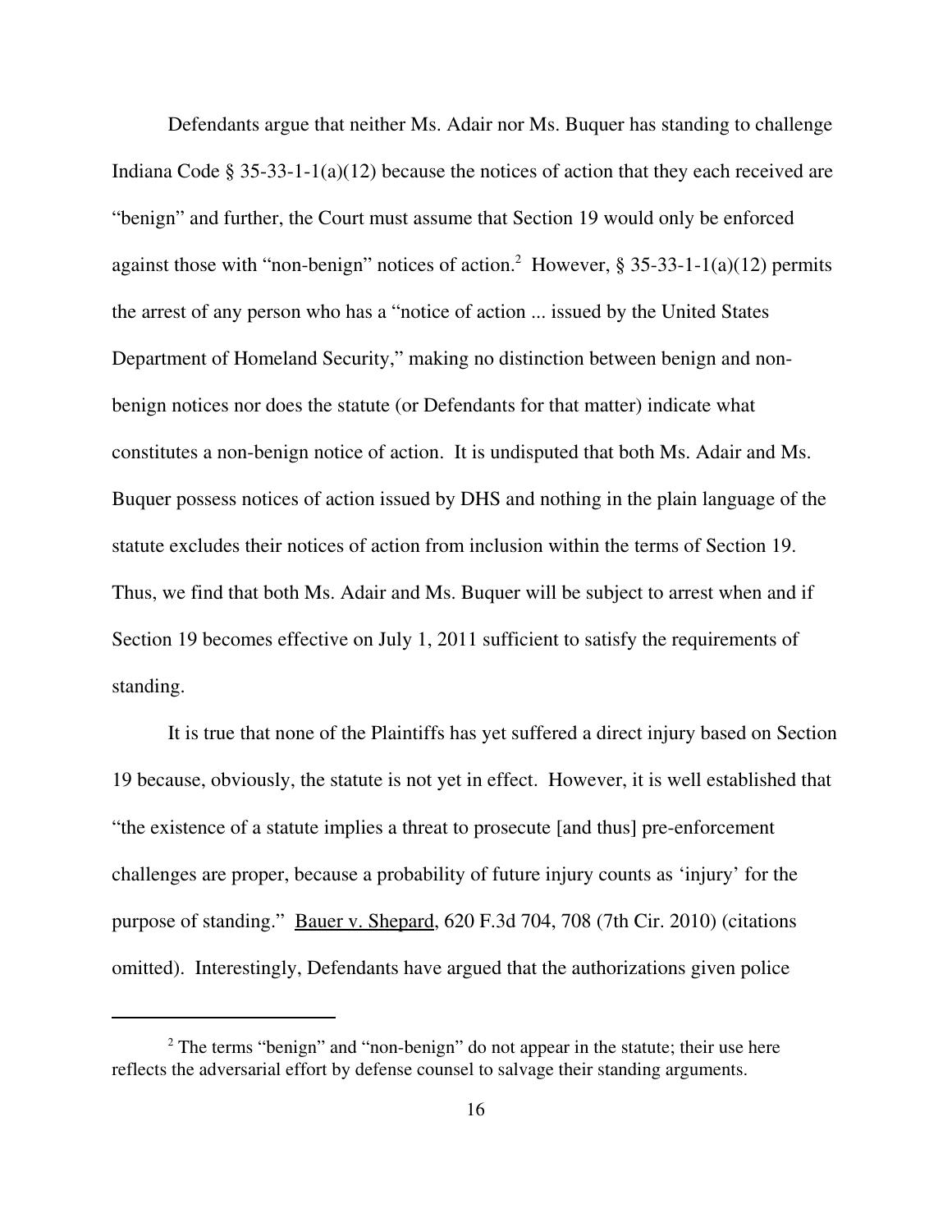Defendants argue that neither Ms. Adair nor Ms. Buquer has standing to challenge Indiana Code § 35-33-1-1(a)(12) because the notices of action that they each received are "benign" and further, the Court must assume that Section 19 would only be enforced against those with "non-benign" notices of action.[2] However, § 35-33-1-1(a)(12) permits the arrest of any person who has a "notice of action ... issued by the United States Department of Homeland Security," making no distinction between benign and non-benign notices nor does the statute (or Defendants for that matter) indicate what constitutes a non-benign notice of action. It is undisputed that both Ms. Adair and Ms. Buquer possess notices of action issued by DHS and nothing in the plain language of the statute excludes their notices of action from inclusion within the terms of Section 19. Thus, we find that both Ms. Adair and Ms. Buquer will be subject to arrest when and if Section 19 becomes effective on July 1, 2011 sufficient to satisfy the requirements of standing.

It is true that none of the Plaintiffs has yet suffered a direct injury based on Section 19 because, obviously, the statute is not yet in effect. However, it is well established that "the existence of a statute implies a threat to prosecute [and thus] pre-enforcement challenges are proper, because a probability of future injury counts as 'injury' for the purpose of standing." Bauer v. Shepard, 620 F.3d 704, 708 (7th Cir. 2010) (citations omitted). Interestingly, Defendants have argued that the authorizations given police

[2] The terms "benign" and "non-benign" do not appear in the statute; their use here reflects the adversarial effort by defense counsel to salvage their standing arguments.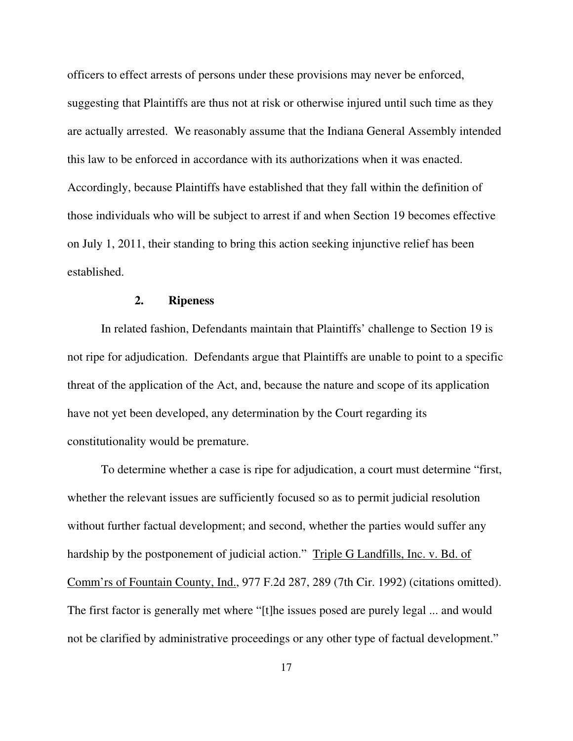officers to effect arrests of persons under these provisions may never be enforced, suggesting that Plaintiffs are thus not at risk or otherwise injured until such time as they are actually arrested. We reasonably assume that the Indiana General Assembly intended this law to be enforced in accordance with its authorizations when it was enacted. Accordingly, because Plaintiffs have established that they fall within the definition of those individuals who will be subject to arrest if and when Section 19 becomes effective on July 1, 2011, their standing to bring this action seeking injunctive relief has been established.

### 2. Ripeness

In related fashion, Defendants maintain that Plaintiffs' challenge to Section 19 is not ripe for adjudication. Defendants argue that Plaintiffs are unable to point to a specific threat of the application of the Act, and, because the nature and scope of its application have not yet been developed, any determination by the Court regarding its constitutionality would be premature.

To determine whether a case is ripe for adjudication, a court must determine "first, whether the relevant issues are sufficiently focused so as to permit judicial resolution without further factual development; and second, whether the parties would suffer any hardship by the postponement of judicial action." Triple G Landfills, Inc. v. Bd. of Comm'rs of Fountain County, Ind., 977 F.2d 287, 289 (7th Cir. 1992) (citations omitted). The first factor is generally met where "[t]he issues posed are purely legal ... and would not be clarified by administrative proceedings or any other type of factual development."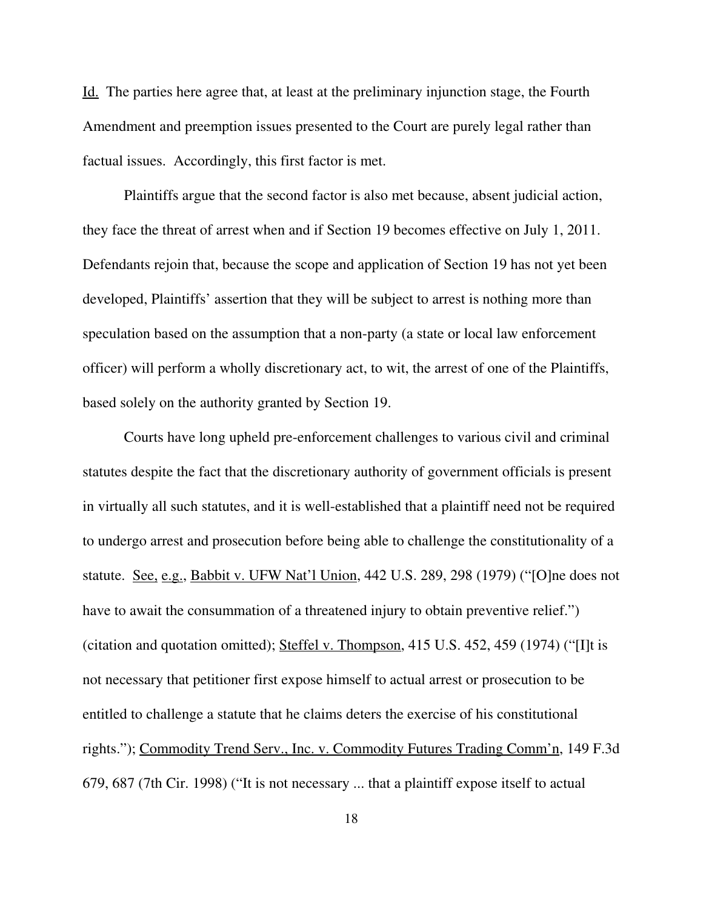Id. The parties here agree that, at least at the preliminary injunction stage, the Fourth Amendment and preemption issues presented to the Court are purely legal rather than factual issues. Accordingly, this first factor is met.

Plaintiffs argue that the second factor is also met because, absent judicial action, they face the threat of arrest when and if Section 19 becomes effective on July 1, 2011. Defendants rejoin that, because the scope and application of Section 19 has not yet been developed, Plaintiffs' assertion that they will be subject to arrest is nothing more than speculation based on the assumption that a non-party (a state or local law enforcement officer) will perform a wholly discretionary act, to wit, the arrest of one of the Plaintiffs, based solely on the authority granted by Section 19.

Courts have long upheld pre-enforcement challenges to various civil and criminal statutes despite the fact that the discretionary authority of government officials is present in virtually all such statutes, and it is well-established that a plaintiff need not be required to undergo arrest and prosecution before being able to challenge the constitutionality of a statute. See, e.g., Babbit v. UFW Nat'l Union, 442 U.S. 289, 298 (1979) ("[O]ne does not have to await the consummation of a threatened injury to obtain preventive relief.") (citation and quotation omitted); Steffel v. Thompson, 415 U.S. 452, 459 (1974) ("[I]t is not necessary that petitioner first expose himself to actual arrest or prosecution to be entitled to challenge a statute that he claims deters the exercise of his constitutional rights."); Commodity Trend Serv., Inc. v. Commodity Futures Trading Comm'n, 149 F.3d 679, 687 (7th Cir. 1998) ("It is not necessary ... that a plaintiff expose itself to actual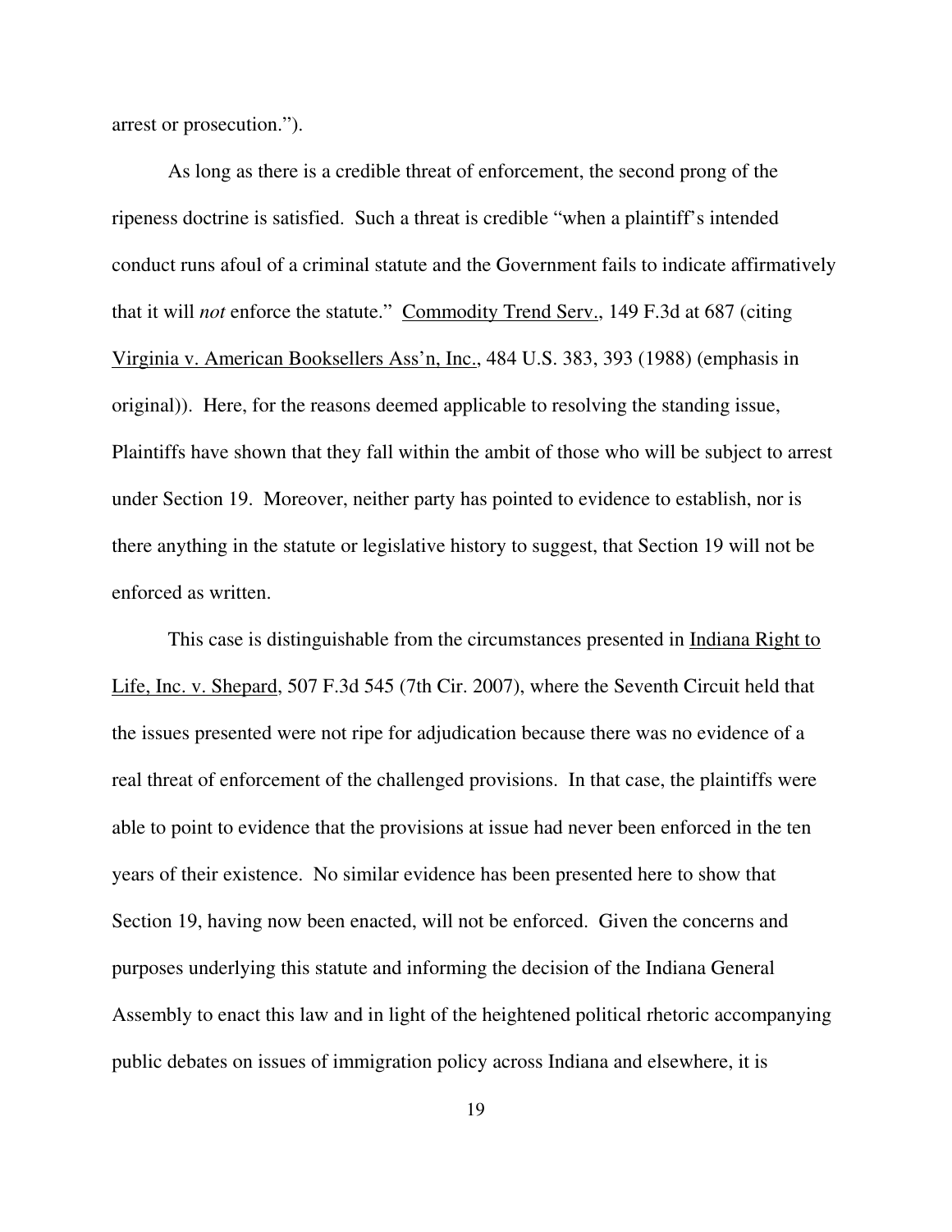arrest or prosecution.").

As long as there is a credible threat of enforcement, the second prong of the ripeness doctrine is satisfied. Such a threat is credible "when a plaintiff's intended conduct runs afoul of a criminal statute and the Government fails to indicate affirmatively that it will *not* enforce the statute." Commodity Trend Serv., 149 F.3d at 687 (citing Virginia v. American Booksellers Ass'n, Inc., 484 U.S. 383, 393 (1988) (emphasis in original)). Here, for the reasons deemed applicable to resolving the standing issue, Plaintiffs have shown that they fall within the ambit of those who will be subject to arrest under Section 19. Moreover, neither party has pointed to evidence to establish, nor is there anything in the statute or legislative history to suggest, that Section 19 will not be enforced as written.

This case is distinguishable from the circumstances presented in Indiana Right to Life, Inc. v. Shepard, 507 F.3d 545 (7th Cir. 2007), where the Seventh Circuit held that the issues presented were not ripe for adjudication because there was no evidence of a real threat of enforcement of the challenged provisions. In that case, the plaintiffs were able to point to evidence that the provisions at issue had never been enforced in the ten years of their existence. No similar evidence has been presented here to show that Section 19, having now been enacted, will not be enforced. Given the concerns and purposes underlying this statute and informing the decision of the Indiana General Assembly to enact this law and in light of the heightened political rhetoric accompanying public debates on issues of immigration policy across Indiana and elsewhere, it is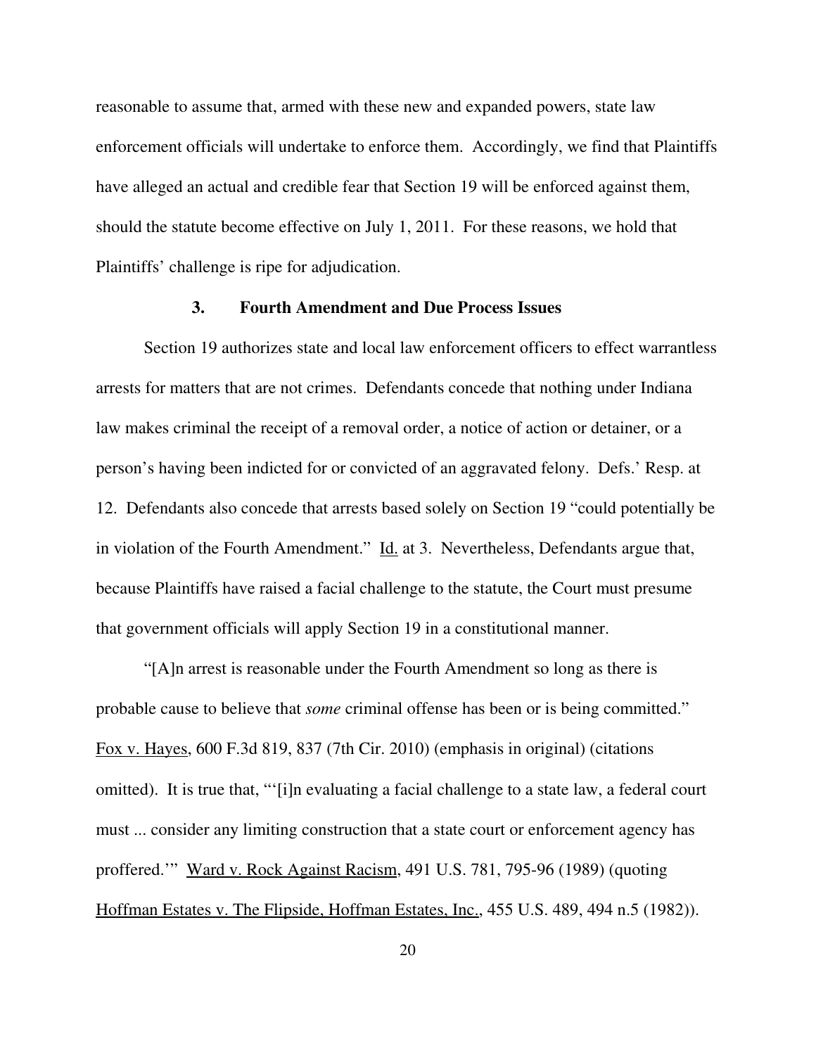reasonable to assume that, armed with these new and expanded powers, state law enforcement officials will undertake to enforce them. Accordingly, we find that Plaintiffs have alleged an actual and credible fear that Section 19 will be enforced against them, should the statute become effective on July 1, 2011. For these reasons, we hold that Plaintiffs' challenge is ripe for adjudication.

### 3. Fourth Amendment and Due Process Issues

Section 19 authorizes state and local law enforcement officers to effect warrantless arrests for matters that are not crimes. Defendants concede that nothing under Indiana law makes criminal the receipt of a removal order, a notice of action or detainer, or a person's having been indicted for or convicted of an aggravated felony. Defs.' Resp. at 12. Defendants also concede that arrests based solely on Section 19 "could potentially be in violation of the Fourth Amendment." Id. at 3. Nevertheless, Defendants argue that, because Plaintiffs have raised a facial challenge to the statute, the Court must presume that government officials will apply Section 19 in a constitutional manner.

"[A]n arrest is reasonable under the Fourth Amendment so long as there is probable cause to believe that *some* criminal offense has been or is being committed." Fox v. Hayes, 600 F.3d 819, 837 (7th Cir. 2010) (emphasis in original) (citations omitted). It is true that, "'[i]n evaluating a facial challenge to a state law, a federal court must ... consider any limiting construction that a state court or enforcement agency has proffered.'" Ward v. Rock Against Racism, 491 U.S. 781, 795-96 (1989) (quoting Hoffman Estates v. The Flipside, Hoffman Estates, Inc., 455 U.S. 489, 494 n.5 (1982)).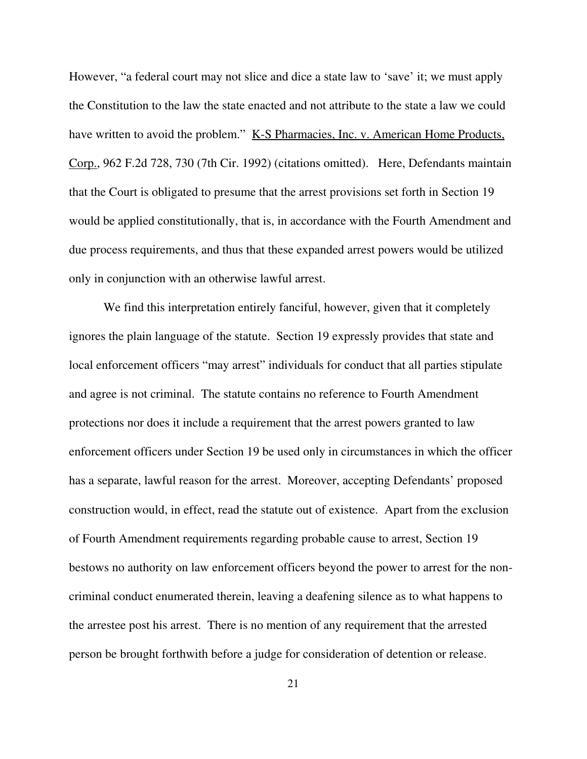However, "a federal court may not slice and dice a state law to 'save' it; we must apply the Constitution to the law the state enacted and not attribute to the state a law we could have written to avoid the problem." K-S Pharmacies, Inc. v. American Home Products, Corp., 962 F.2d 728, 730 (7th Cir. 1992) (citations omitted). Here, Defendants maintain that the Court is obligated to presume that the arrest provisions set forth in Section 19 would be applied constitutionally, that is, in accordance with the Fourth Amendment and due process requirements, and thus that these expanded arrest powers would be utilized only in conjunction with an otherwise lawful arrest.

We find this interpretation entirely fanciful, however, given that it completely ignores the plain language of the statute. Section 19 expressly provides that state and local enforcement officers "may arrest" individuals for conduct that all parties stipulate and agree is not criminal. The statute contains no reference to Fourth Amendment protections nor does it include a requirement that the arrest powers granted to law enforcement officers under Section 19 be used only in circumstances in which the officer has a separate, lawful reason for the arrest. Moreover, accepting Defendants' proposed construction would, in effect, read the statute out of existence. Apart from the exclusion of Fourth Amendment requirements regarding probable cause to arrest, Section 19 bestows no authority on law enforcement officers beyond the power to arrest for the non-criminal conduct enumerated therein, leaving a deafening silence as to what happens to the arrestee post his arrest. There is no mention of any requirement that the arrested person be brought forthwith before a judge for consideration of detention or release.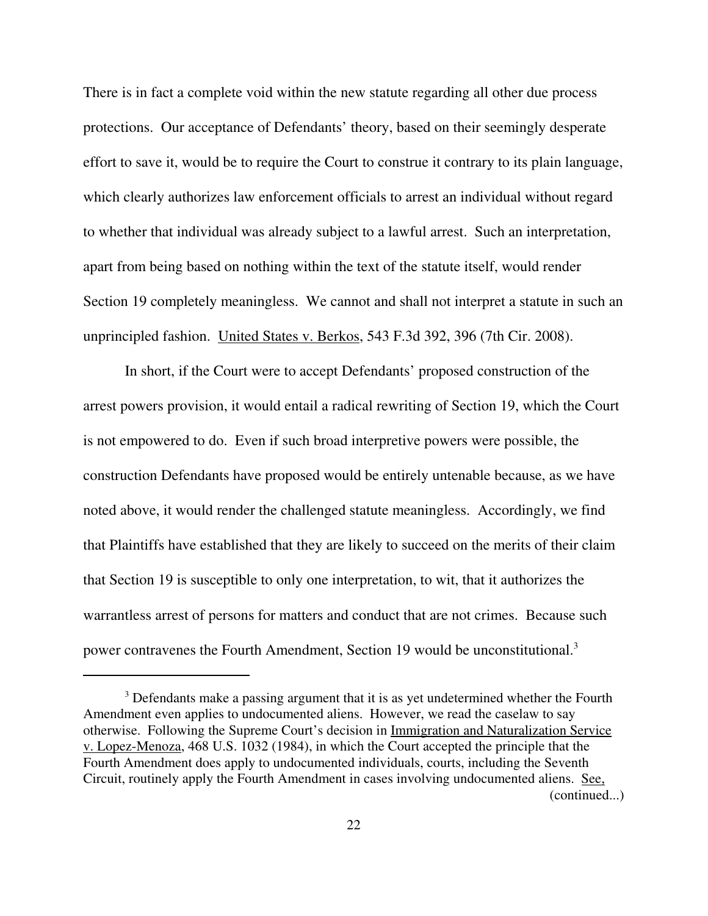There is in fact a complete void within the new statute regarding all other due process protections. Our acceptance of Defendants' theory, based on their seemingly desperate effort to save it, would be to require the Court to construe it contrary to its plain language, which clearly authorizes law enforcement officials to arrest an individual without regard to whether that individual was already subject to a lawful arrest. Such an interpretation, apart from being based on nothing within the text of the statute itself, would render Section 19 completely meaningless. We cannot and shall not interpret a statute in such an unprincipled fashion. United States v. Berkos, 543 F.3d 392, 396 (7th Cir. 2008).

In short, if the Court were to accept Defendants' proposed construction of the arrest powers provision, it would entail a radical rewriting of Section 19, which the Court is not empowered to do. Even if such broad interpretive powers were possible, the construction Defendants have proposed would be entirely untenable because, as we have noted above, it would render the challenged statute meaningless. Accordingly, we find that Plaintiffs have established that they are likely to succeed on the merits of their claim that Section 19 is susceptible to only one interpretation, to wit, that it authorizes the warrantless arrest of persons for matters and conduct that are not crimes. Because such power contravenes the Fourth Amendment, Section 19 would be unconstitutional.[3]

---

[3] Defendants make a passing argument that it is as yet undetermined whether the Fourth Amendment even applies to undocumented aliens. However, we read the caselaw to say otherwise. Following the Supreme Court's decision in Immigration and Naturalization Service v. Lopez-Menoza, 468 U.S. 1032 (1984), in which the Court accepted the principle that the Fourth Amendment does apply to undocumented individuals, courts, including the Seventh Circuit, routinely apply the Fourth Amendment in cases involving undocumented aliens. See,
(continued...)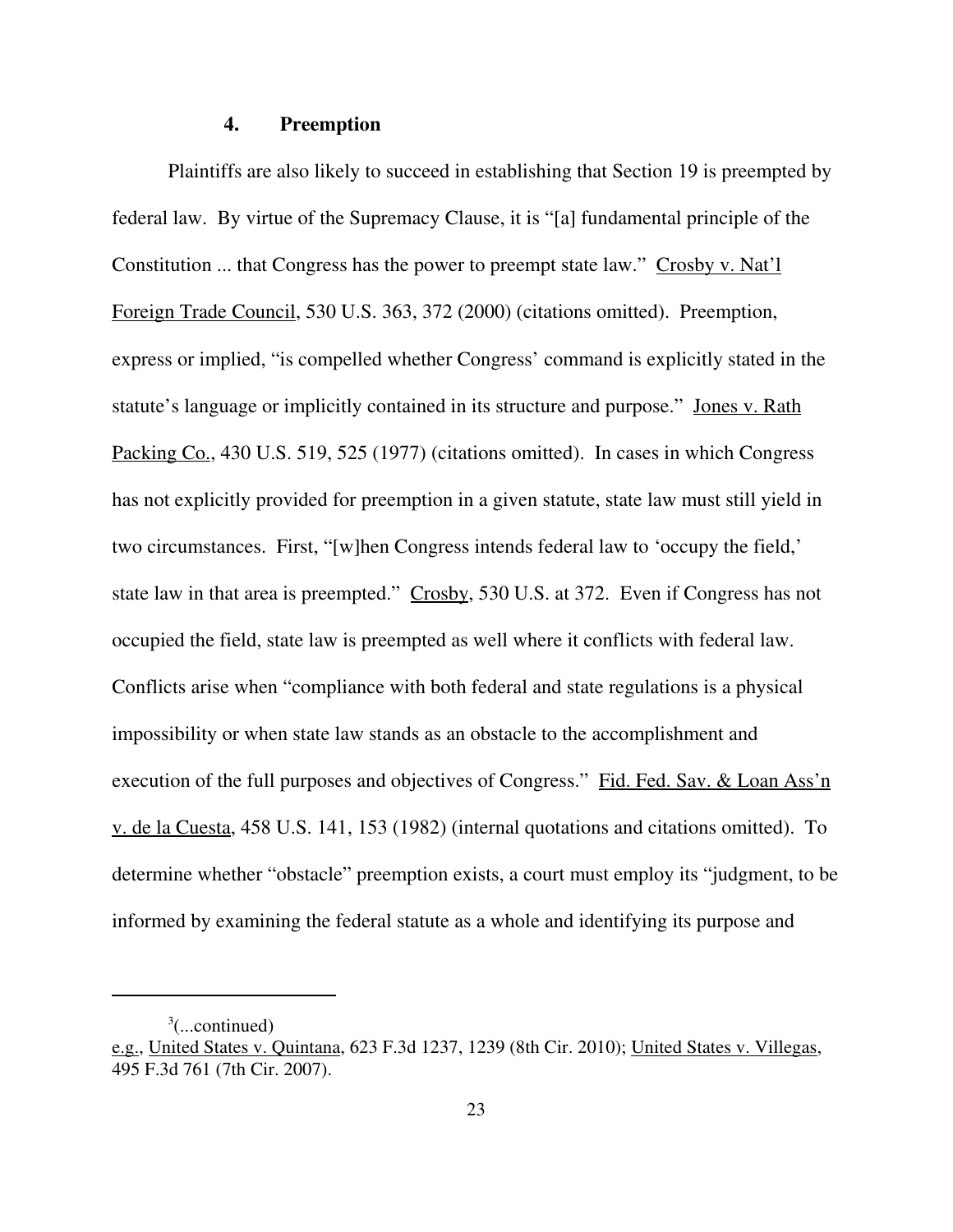### 4. Preemption

Plaintiffs are also likely to succeed in establishing that Section 19 is preempted by federal law. By virtue of the Supremacy Clause, it is "[a] fundamental principle of the Constitution ... that Congress has the power to preempt state law." Crosby v. Nat'l Foreign Trade Council, 530 U.S. 363, 372 (2000) (citations omitted). Preemption, express or implied, "is compelled whether Congress' command is explicitly stated in the statute's language or implicitly contained in its structure and purpose." Jones v. Rath Packing Co., 430 U.S. 519, 525 (1977) (citations omitted). In cases in which Congress has not explicitly provided for preemption in a given statute, state law must still yield in two circumstances. First, "[w]hen Congress intends federal law to 'occupy the field,' state law in that area is preempted." Crosby, 530 U.S. at 372. Even if Congress has not occupied the field, state law is preempted as well where it conflicts with federal law. Conflicts arise when "compliance with both federal and state regulations is a physical impossibility or when state law stands as an obstacle to the accomplishment and execution of the full purposes and objectives of Congress." Fid. Fed. Sav. & Loan Ass'n v. de la Cuesta, 458 U.S. 141, 153 (1982) (internal quotations and citations omitted). To determine whether "obstacle" preemption exists, a court must employ its "judgment, to be informed by examining the federal statute as a whole and identifying its purpose and

---

[3](...continued)
e.g., United States v. Quintana, 623 F.3d 1237, 1239 (8th Cir. 2010); United States v. Villegas, 495 F.3d 761 (7th Cir. 2007).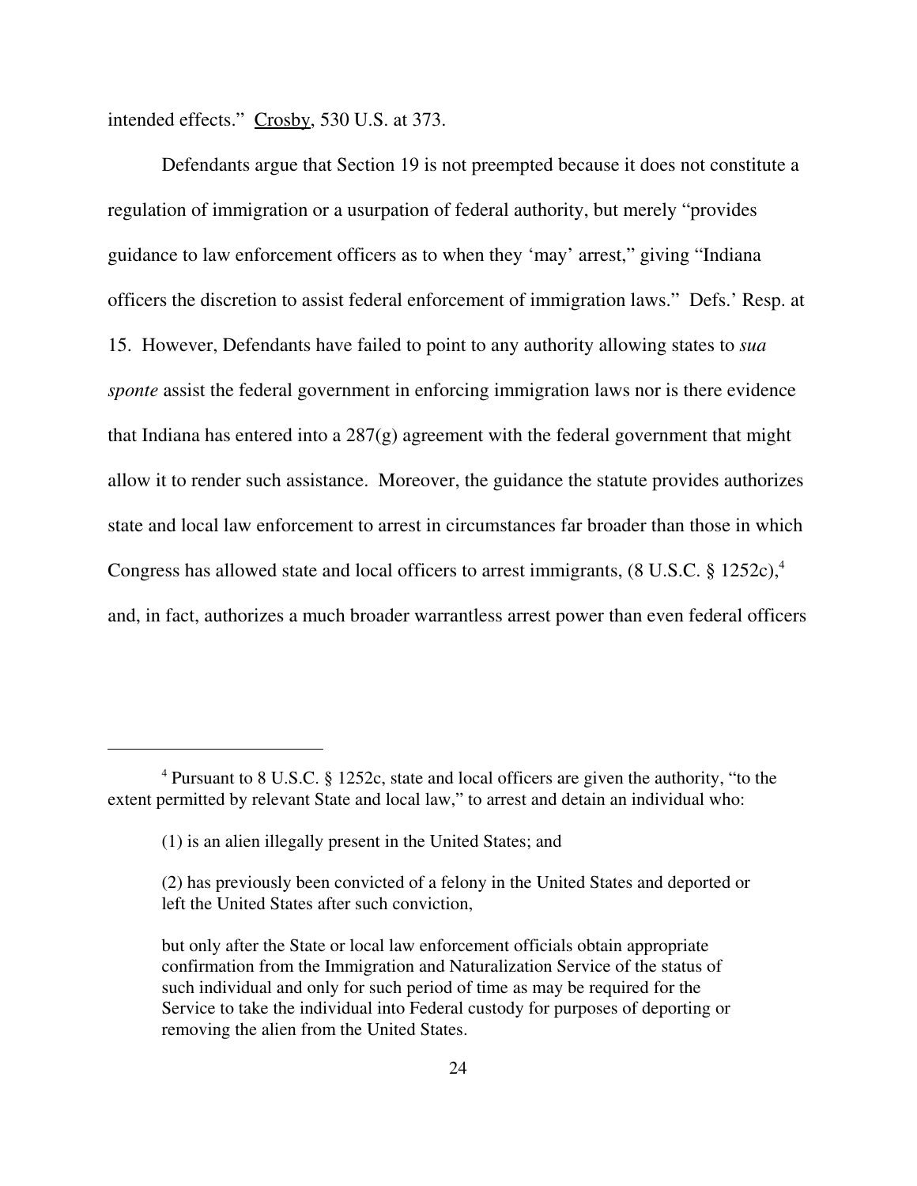intended effects." Crosby, 530 U.S. at 373.

Defendants argue that Section 19 is not preempted because it does not constitute a regulation of immigration or a usurpation of federal authority, but merely "provides guidance to law enforcement officers as to when they 'may' arrest," giving "Indiana officers the discretion to assist federal enforcement of immigration laws." Defs.' Resp. at 15. However, Defendants have failed to point to any authority allowing states to *sua sponte* assist the federal government in enforcing immigration laws nor is there evidence that Indiana has entered into a 287(g) agreement with the federal government that might allow it to render such assistance. Moreover, the guidance the statute provides authorizes state and local law enforcement to arrest in circumstances far broader than those in which Congress has allowed state and local officers to arrest immigrants, (8 U.S.C. § 1252c),[4] and, in fact, authorizes a much broader warrantless arrest power than even federal officers

---

[4] Pursuant to 8 U.S.C. § 1252c, state and local officers are given the authority, "to the extent permitted by relevant State and local law," to arrest and detain an individual who:

> (1) is an alien illegally present in the United States; and
>
> (2) has previously been convicted of a felony in the United States and deported or left the United States after such conviction,
>
> but only after the State or local law enforcement officials obtain appropriate confirmation from the Immigration and Naturalization Service of the status of such individual and only for such period of time as may be required for the Service to take the individual into Federal custody for purposes of deporting or removing the alien from the United States.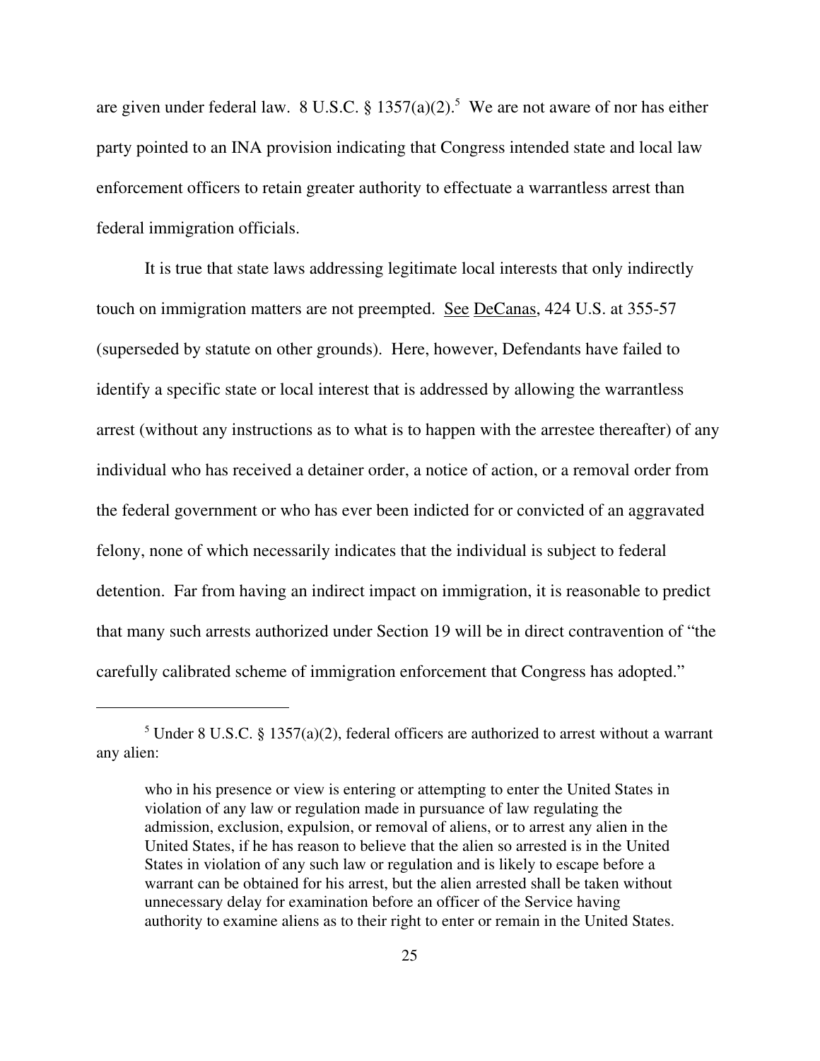are given under federal law. 8 U.S.C. § 1357(a)(2).[5] We are not aware of nor has either party pointed to an INA provision indicating that Congress intended state and local law enforcement officers to retain greater authority to effectuate a warrantless arrest than federal immigration officials.

It is true that state laws addressing legitimate local interests that only indirectly touch on immigration matters are not preempted. See DeCanas, 424 U.S. at 355-57 (superseded by statute on other grounds). Here, however, Defendants have failed to identify a specific state or local interest that is addressed by allowing the warrantless arrest (without any instructions as to what is to happen with the arrestee thereafter) of any individual who has received a detainer order, a notice of action, or a removal order from the federal government or who has ever been indicted for or convicted of an aggravated felony, none of which necessarily indicates that the individual is subject to federal detention. Far from having an indirect impact on immigration, it is reasonable to predict that many such arrests authorized under Section 19 will be in direct contravention of "the carefully calibrated scheme of immigration enforcement that Congress has adopted."

---

[5] Under 8 U.S.C. § 1357(a)(2), federal officers are authorized to arrest without a warrant any alien:

> who in his presence or view is entering or attempting to enter the United States in violation of any law or regulation made in pursuance of law regulating the admission, exclusion, expulsion, or removal of aliens, or to arrest any alien in the United States, if he has reason to believe that the alien so arrested is in the United States in violation of any such law or regulation and is likely to escape before a warrant can be obtained for his arrest, but the alien arrested shall be taken without unnecessary delay for examination before an officer of the Service having authority to examine aliens as to their right to enter or remain in the United States.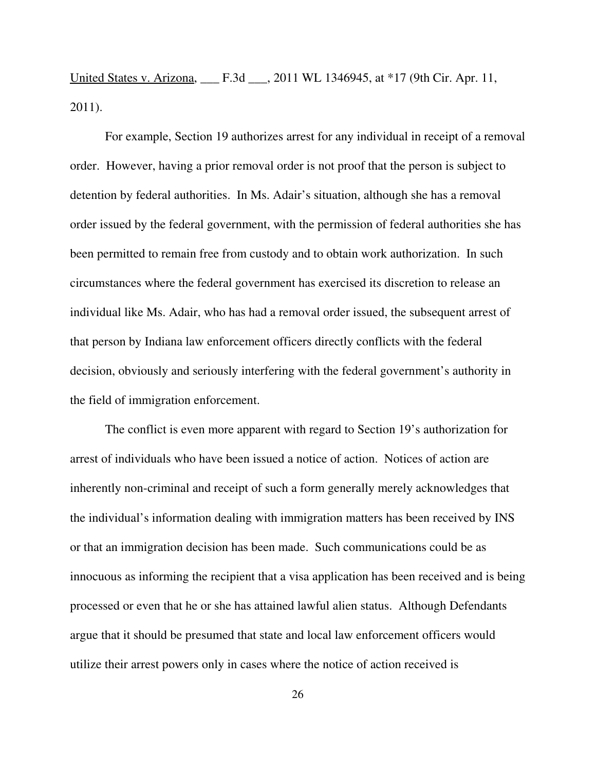United States v. Arizona, ___ F.3d ___, 2011 WL 1346945, at *17 (9th Cir. Apr. 11, 2011).

For example, Section 19 authorizes arrest for any individual in receipt of a removal order. However, having a prior removal order is not proof that the person is subject to detention by federal authorities. In Ms. Adair's situation, although she has a removal order issued by the federal government, with the permission of federal authorities she has been permitted to remain free from custody and to obtain work authorization. In such circumstances where the federal government has exercised its discretion to release an individual like Ms. Adair, who has had a removal order issued, the subsequent arrest of that person by Indiana law enforcement officers directly conflicts with the federal decision, obviously and seriously interfering with the federal government's authority in the field of immigration enforcement.

The conflict is even more apparent with regard to Section 19's authorization for arrest of individuals who have been issued a notice of action. Notices of action are inherently non-criminal and receipt of such a form generally merely acknowledges that the individual's information dealing with immigration matters has been received by INS or that an immigration decision has been made. Such communications could be as innocuous as informing the recipient that a visa application has been received and is being processed or even that he or she has attained lawful alien status. Although Defendants argue that it should be presumed that state and local law enforcement officers would utilize their arrest powers only in cases where the notice of action received is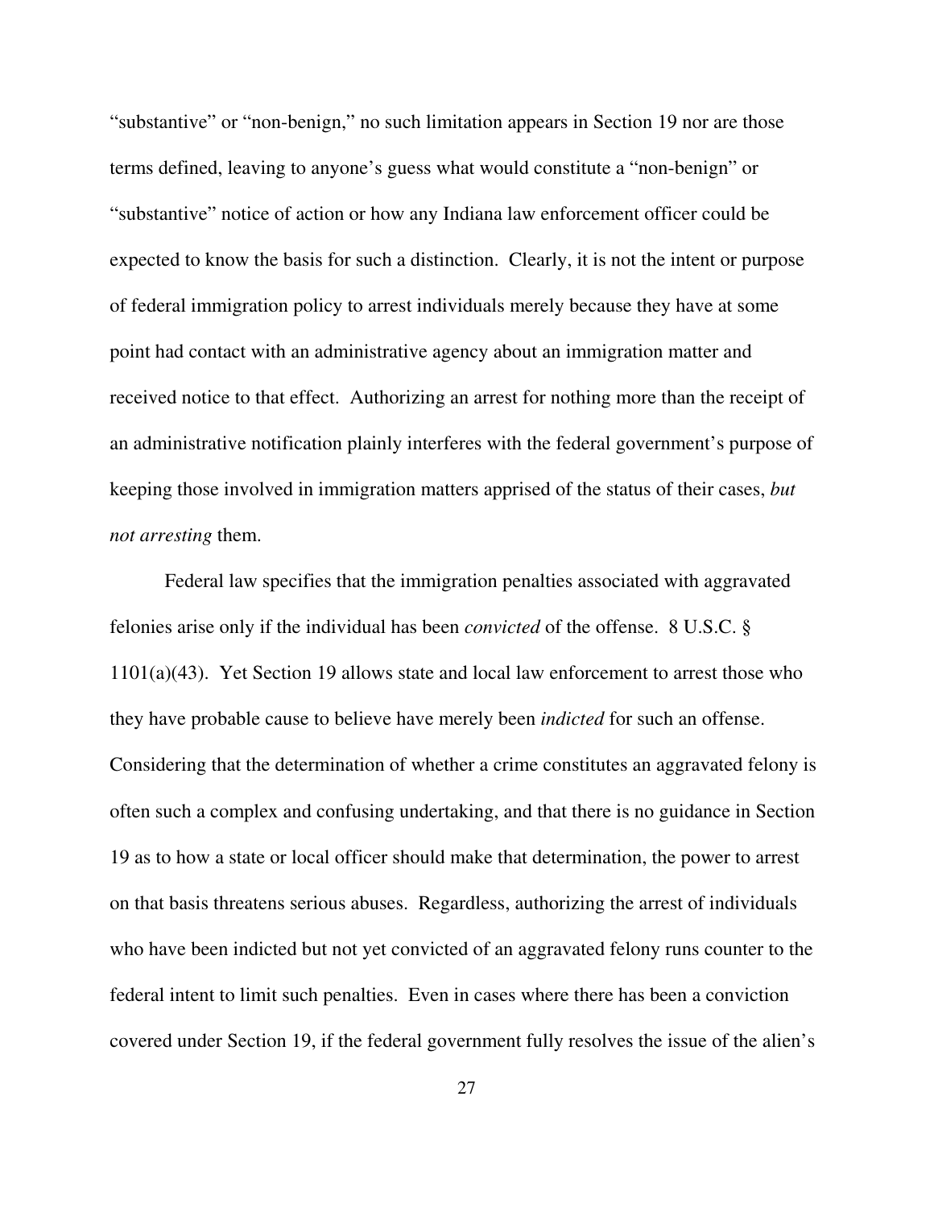"substantive" or "non-benign," no such limitation appears in Section 19 nor are those terms defined, leaving to anyone's guess what would constitute a "non-benign" or "substantive" notice of action or how any Indiana law enforcement officer could be expected to know the basis for such a distinction. Clearly, it is not the intent or purpose of federal immigration policy to arrest individuals merely because they have at some point had contact with an administrative agency about an immigration matter and received notice to that effect. Authorizing an arrest for nothing more than the receipt of an administrative notification plainly interferes with the federal government's purpose of keeping those involved in immigration matters apprised of the status of their cases, *but not arresting* them.

Federal law specifies that the immigration penalties associated with aggravated felonies arise only if the individual has been *convicted* of the offense. 8 U.S.C. § 1101(a)(43). Yet Section 19 allows state and local law enforcement to arrest those who they have probable cause to believe have merely been *indicted* for such an offense. Considering that the determination of whether a crime constitutes an aggravated felony is often such a complex and confusing undertaking, and that there is no guidance in Section 19 as to how a state or local officer should make that determination, the power to arrest on that basis threatens serious abuses. Regardless, authorizing the arrest of individuals who have been indicted but not yet convicted of an aggravated felony runs counter to the federal intent to limit such penalties. Even in cases where there has been a conviction covered under Section 19, if the federal government fully resolves the issue of the alien's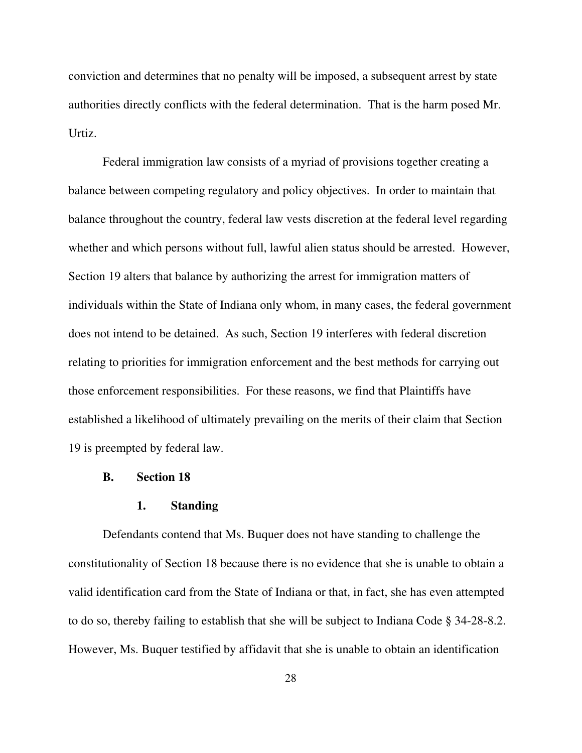conviction and determines that no penalty will be imposed, a subsequent arrest by state authorities directly conflicts with the federal determination. That is the harm posed Mr. Urtiz.

Federal immigration law consists of a myriad of provisions together creating a balance between competing regulatory and policy objectives. In order to maintain that balance throughout the country, federal law vests discretion at the federal level regarding whether and which persons without full, lawful alien status should be arrested. However, Section 19 alters that balance by authorizing the arrest for immigration matters of individuals within the State of Indiana only whom, in many cases, the federal government does not intend to be detained. As such, Section 19 interferes with federal discretion relating to priorities for immigration enforcement and the best methods for carrying out those enforcement responsibilities. For these reasons, we find that Plaintiffs have established a likelihood of ultimately prevailing on the merits of their claim that Section 19 is preempted by federal law.

### B. Section 18

#### 1. Standing

Defendants contend that Ms. Buquer does not have standing to challenge the constitutionality of Section 18 because there is no evidence that she is unable to obtain a valid identification card from the State of Indiana or that, in fact, she has even attempted to do so, thereby failing to establish that she will be subject to Indiana Code § 34-28-8.2. However, Ms. Buquer testified by affidavit that she is unable to obtain an identification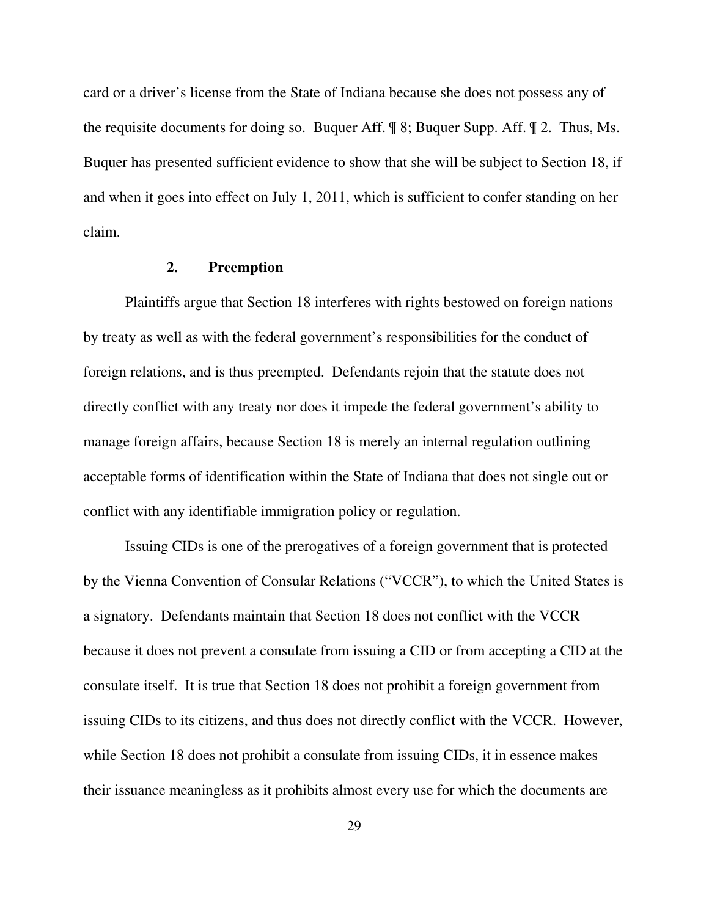card or a driver's license from the State of Indiana because she does not possess any of the requisite documents for doing so. Buquer Aff. ¶ 8; Buquer Supp. Aff. ¶ 2. Thus, Ms. Buquer has presented sufficient evidence to show that she will be subject to Section 18, if and when it goes into effect on July 1, 2011, which is sufficient to confer standing on her claim.

### 2. Preemption

Plaintiffs argue that Section 18 interferes with rights bestowed on foreign nations by treaty as well as with the federal government's responsibilities for the conduct of foreign relations, and is thus preempted. Defendants rejoin that the statute does not directly conflict with any treaty nor does it impede the federal government's ability to manage foreign affairs, because Section 18 is merely an internal regulation outlining acceptable forms of identification within the State of Indiana that does not single out or conflict with any identifiable immigration policy or regulation.

Issuing CIDs is one of the prerogatives of a foreign government that is protected by the Vienna Convention of Consular Relations ("VCCR"), to which the United States is a signatory. Defendants maintain that Section 18 does not conflict with the VCCR because it does not prevent a consulate from issuing a CID or from accepting a CID at the consulate itself. It is true that Section 18 does not prohibit a foreign government from issuing CIDs to its citizens, and thus does not directly conflict with the VCCR. However, while Section 18 does not prohibit a consulate from issuing CIDs, it in essence makes their issuance meaningless as it prohibits almost every use for which the documents are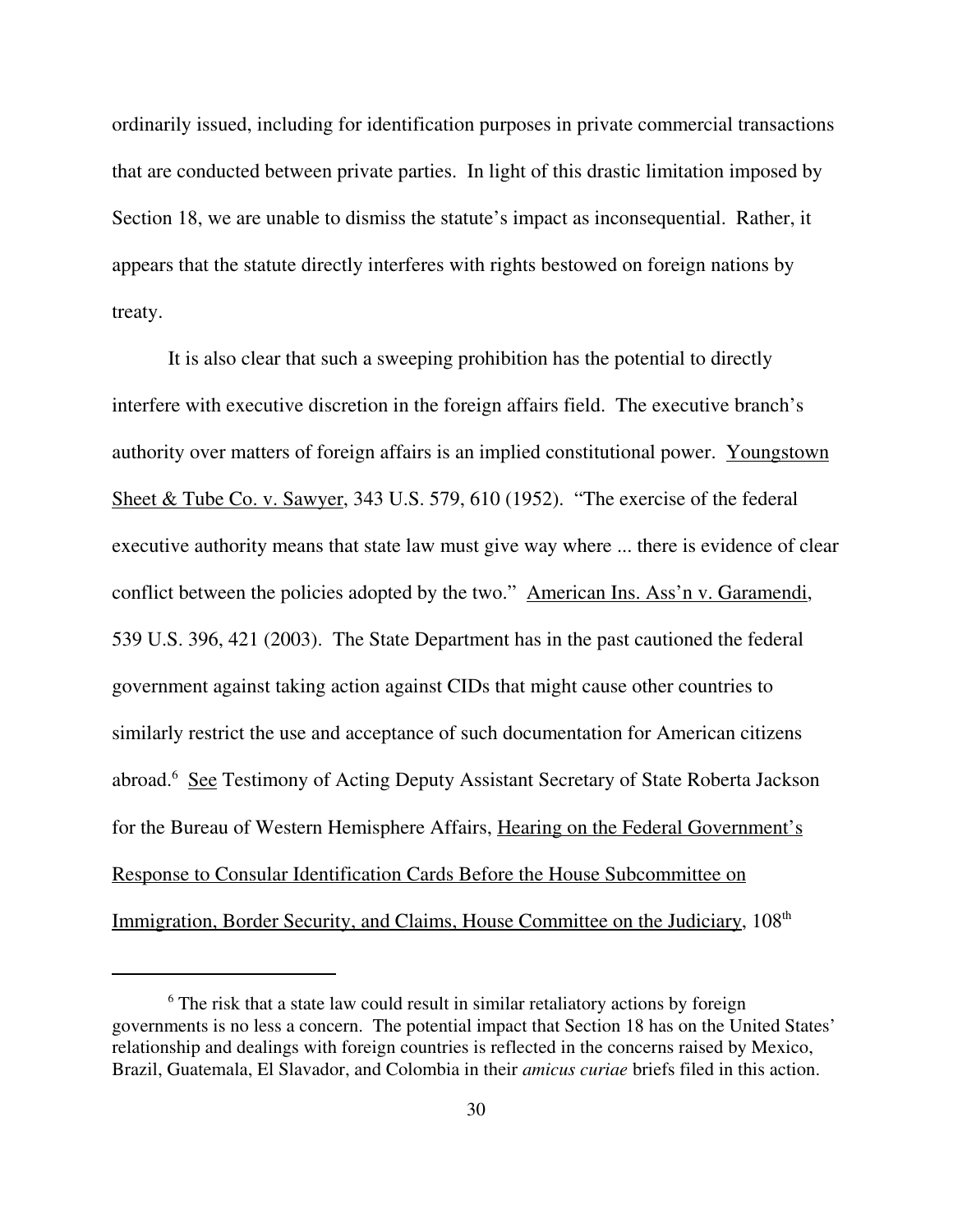ordinarily issued, including for identification purposes in private commercial transactions that are conducted between private parties. In light of this drastic limitation imposed by Section 18, we are unable to dismiss the statute's impact as inconsequential. Rather, it appears that the statute directly interferes with rights bestowed on foreign nations by treaty.

It is also clear that such a sweeping prohibition has the potential to directly interfere with executive discretion in the foreign affairs field. The executive branch's authority over matters of foreign affairs is an implied constitutional power. Youngstown Sheet & Tube Co. v. Sawyer, 343 U.S. 579, 610 (1952). "The exercise of the federal executive authority means that state law must give way where ... there is evidence of clear conflict between the policies adopted by the two." American Ins. Ass'n v. Garamendi, 539 U.S. 396, 421 (2003). The State Department has in the past cautioned the federal government against taking action against CIDs that might cause other countries to similarly restrict the use and acceptance of such documentation for American citizens abroad.[6] See Testimony of Acting Deputy Assistant Secretary of State Roberta Jackson for the Bureau of Western Hemisphere Affairs, Hearing on the Federal Government's Response to Consular Identification Cards Before the House Subcommittee on Immigration, Border Security, and Claims, House Committee on the Judiciary, 108th

---

[6] The risk that a state law could result in similar retaliatory actions by foreign governments is no less a concern. The potential impact that Section 18 has on the United States' relationship and dealings with foreign countries is reflected in the concerns raised by Mexico, Brazil, Guatemala, El Slavador, and Colombia in their *amicus curiae* briefs filed in this action.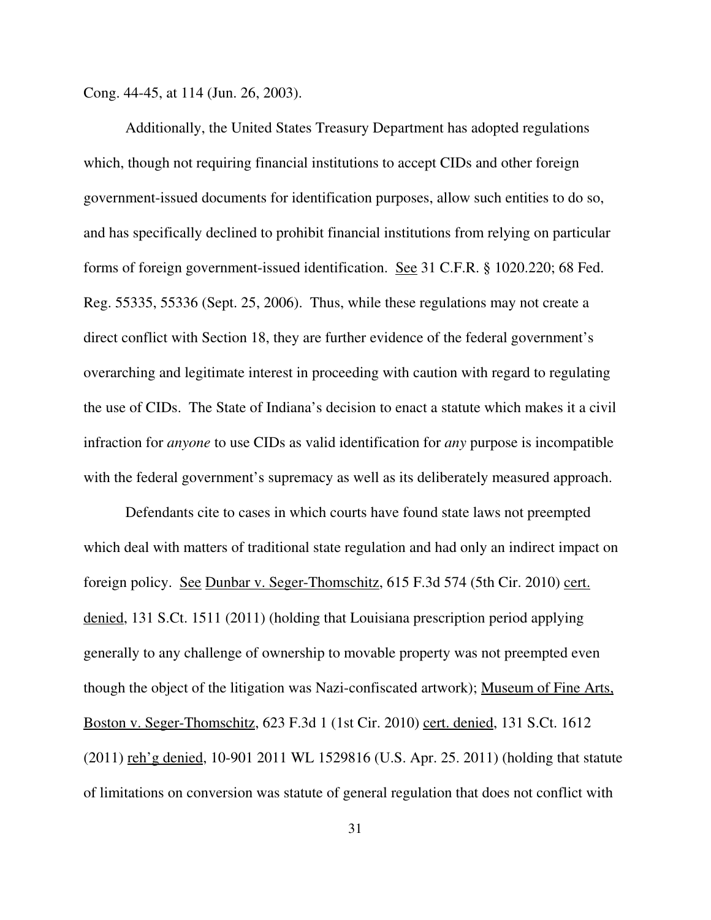Cong. 44-45, at 114 (Jun. 26, 2003).

Additionally, the United States Treasury Department has adopted regulations which, though not requiring financial institutions to accept CIDs and other foreign government-issued documents for identification purposes, allow such entities to do so, and has specifically declined to prohibit financial institutions from relying on particular forms of foreign government-issued identification. See 31 C.F.R. § 1020.220; 68 Fed. Reg. 55335, 55336 (Sept. 25, 2006). Thus, while these regulations may not create a direct conflict with Section 18, they are further evidence of the federal government's overarching and legitimate interest in proceeding with caution with regard to regulating the use of CIDs. The State of Indiana's decision to enact a statute which makes it a civil infraction for *anyone* to use CIDs as valid identification for *any* purpose is incompatible with the federal government's supremacy as well as its deliberately measured approach.

Defendants cite to cases in which courts have found state laws not preempted which deal with matters of traditional state regulation and had only an indirect impact on foreign policy. See Dunbar v. Seger-Thomschitz, 615 F.3d 574 (5th Cir. 2010) cert. denied, 131 S.Ct. 1511 (2011) (holding that Louisiana prescription period applying generally to any challenge of ownership to movable property was not preempted even though the object of the litigation was Nazi-confiscated artwork); Museum of Fine Arts, Boston v. Seger-Thomschitz, 623 F.3d 1 (1st Cir. 2010) cert. denied, 131 S.Ct. 1612 (2011) reh'g denied, 10-901 2011 WL 1529816 (U.S. Apr. 25. 2011) (holding that statute of limitations on conversion was statute of general regulation that does not conflict with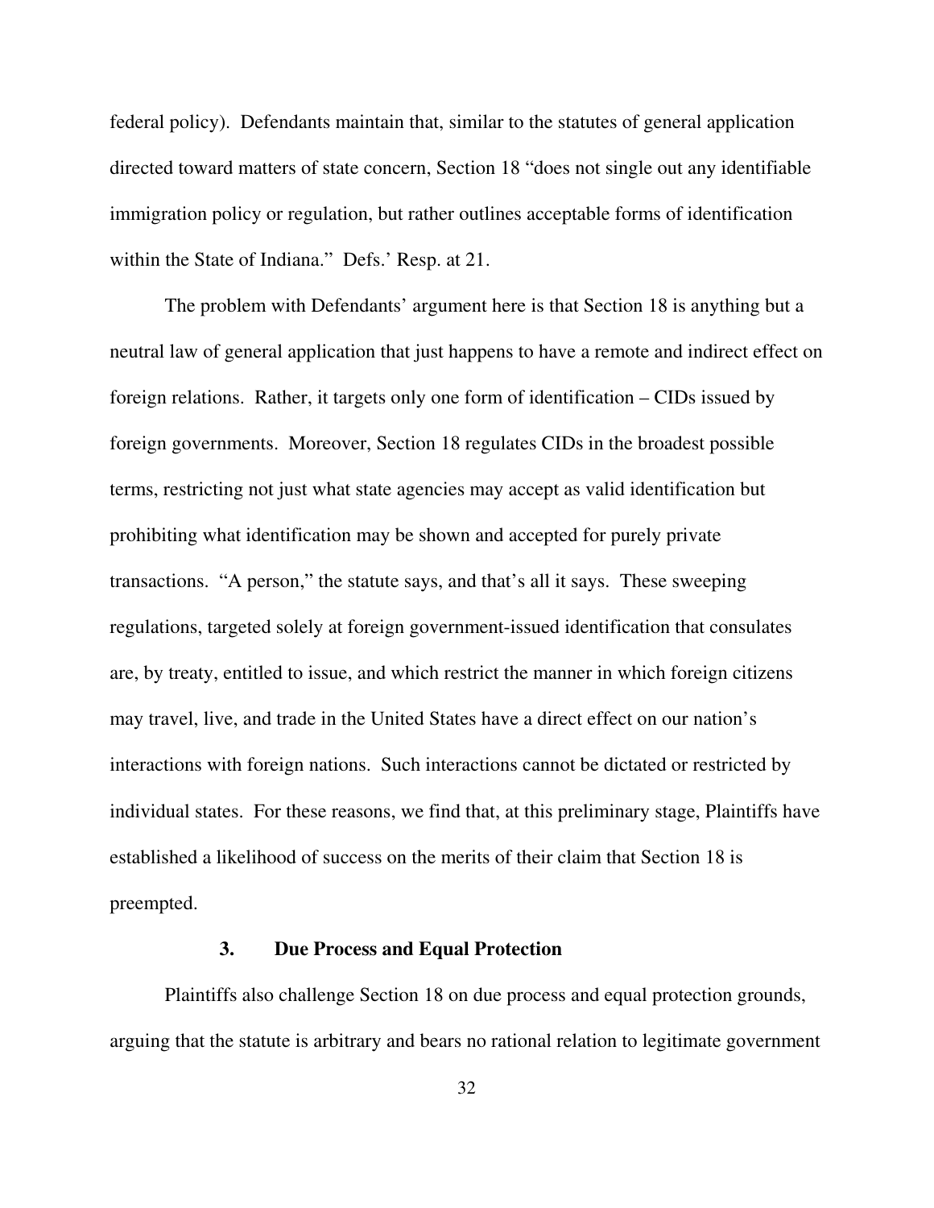federal policy). Defendants maintain that, similar to the statutes of general application directed toward matters of state concern, Section 18 "does not single out any identifiable immigration policy or regulation, but rather outlines acceptable forms of identification within the State of Indiana." Defs.' Resp. at 21.

The problem with Defendants' argument here is that Section 18 is anything but a neutral law of general application that just happens to have a remote and indirect effect on foreign relations. Rather, it targets only one form of identification – CIDs issued by foreign governments. Moreover, Section 18 regulates CIDs in the broadest possible terms, restricting not just what state agencies may accept as valid identification but prohibiting what identification may be shown and accepted for purely private transactions. "A person," the statute says, and that's all it says. These sweeping regulations, targeted solely at foreign government-issued identification that consulates are, by treaty, entitled to issue, and which restrict the manner in which foreign citizens may travel, live, and trade in the United States have a direct effect on our nation's interactions with foreign nations. Such interactions cannot be dictated or restricted by individual states. For these reasons, we find that, at this preliminary stage, Plaintiffs have established a likelihood of success on the merits of their claim that Section 18 is preempted.

### 3. Due Process and Equal Protection

Plaintiffs also challenge Section 18 on due process and equal protection grounds, arguing that the statute is arbitrary and bears no rational relation to legitimate government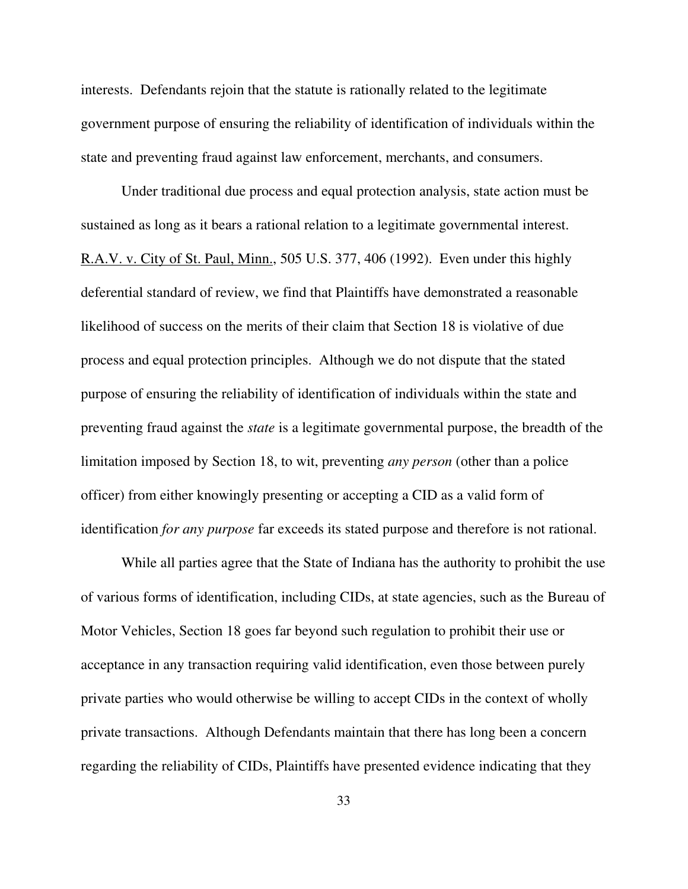interests. Defendants rejoin that the statute is rationally related to the legitimate government purpose of ensuring the reliability of identification of individuals within the state and preventing fraud against law enforcement, merchants, and consumers.

Under traditional due process and equal protection analysis, state action must be sustained as long as it bears a rational relation to a legitimate governmental interest. R.A.V. v. City of St. Paul, Minn., 505 U.S. 377, 406 (1992). Even under this highly deferential standard of review, we find that Plaintiffs have demonstrated a reasonable likelihood of success on the merits of their claim that Section 18 is violative of due process and equal protection principles. Although we do not dispute that the stated purpose of ensuring the reliability of identification of individuals within the state and preventing fraud against the *state* is a legitimate governmental purpose, the breadth of the limitation imposed by Section 18, to wit, preventing *any person* (other than a police officer) from either knowingly presenting or accepting a CID as a valid form of identification *for any purpose* far exceeds its stated purpose and therefore is not rational.

While all parties agree that the State of Indiana has the authority to prohibit the use of various forms of identification, including CIDs, at state agencies, such as the Bureau of Motor Vehicles, Section 18 goes far beyond such regulation to prohibit their use or acceptance in any transaction requiring valid identification, even those between purely private parties who would otherwise be willing to accept CIDs in the context of wholly private transactions. Although Defendants maintain that there has long been a concern regarding the reliability of CIDs, Plaintiffs have presented evidence indicating that they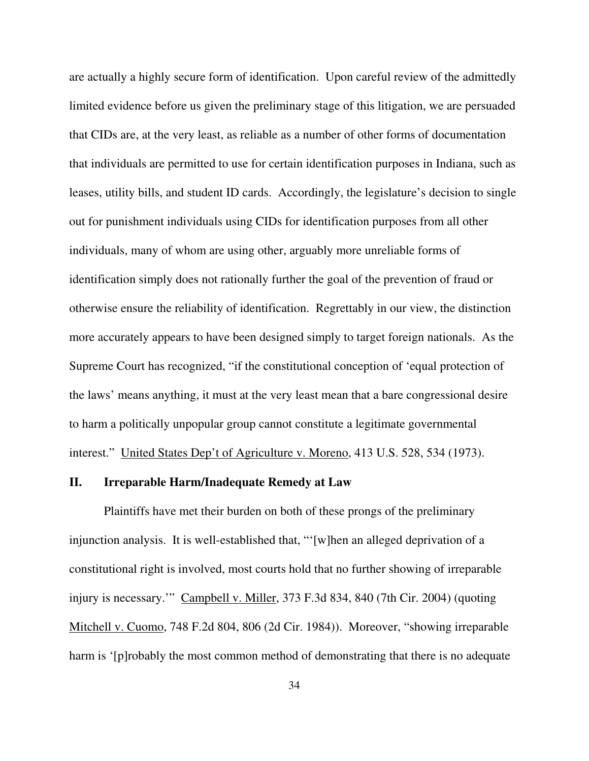are actually a highly secure form of identification. Upon careful review of the admittedly limited evidence before us given the preliminary stage of this litigation, we are persuaded that CIDs are, at the very least, as reliable as a number of other forms of documentation that individuals are permitted to use for certain identification purposes in Indiana, such as leases, utility bills, and student ID cards. Accordingly, the legislature's decision to single out for punishment individuals using CIDs for identification purposes from all other individuals, many of whom are using other, arguably more unreliable forms of identification simply does not rationally further the goal of the prevention of fraud or otherwise ensure the reliability of identification. Regrettably in our view, the distinction more accurately appears to have been designed simply to target foreign nationals. As the Supreme Court has recognized, "if the constitutional conception of 'equal protection of the laws' means anything, it must at the very least mean that a bare congressional desire to harm a politically unpopular group cannot constitute a legitimate governmental interest." United States Dep't of Agriculture v. Moreno, 413 U.S. 528, 534 (1973).

## II. Irreparable Harm/Inadequate Remedy at Law

Plaintiffs have met their burden on both of these prongs of the preliminary injunction analysis. It is well-established that, "'[w]hen an alleged deprivation of a constitutional right is involved, most courts hold that no further showing of irreparable injury is necessary.'" Campbell v. Miller, 373 F.3d 834, 840 (7th Cir. 2004) (quoting Mitchell v. Cuomo, 748 F.2d 804, 806 (2d Cir. 1984)). Moreover, "showing irreparable harm is '[p]robably the most common method of demonstrating that there is no adequate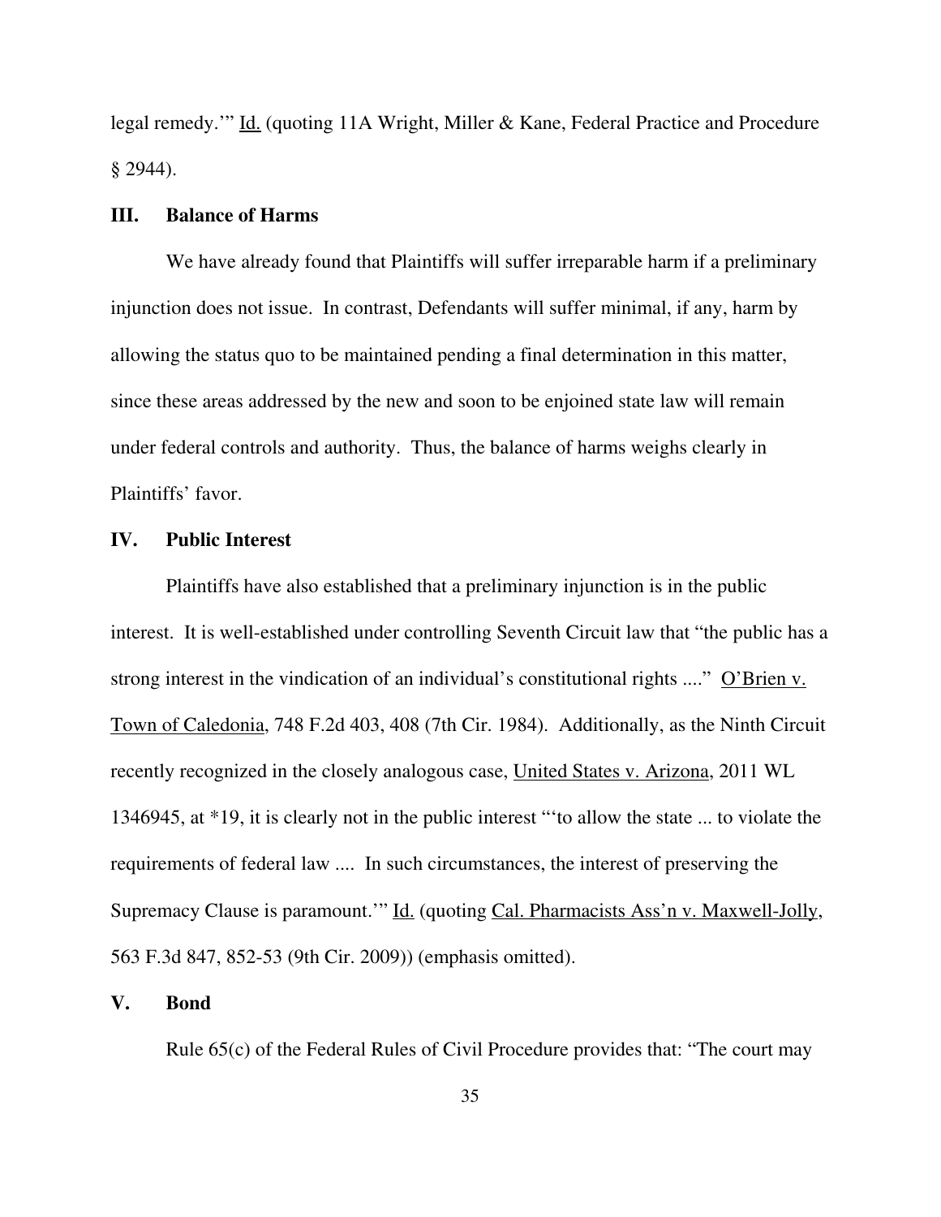legal remedy.'" Id. (quoting 11A Wright, Miller & Kane, Federal Practice and Procedure § 2944).

## III. Balance of Harms

We have already found that Plaintiffs will suffer irreparable harm if a preliminary injunction does not issue. In contrast, Defendants will suffer minimal, if any, harm by allowing the status quo to be maintained pending a final determination in this matter, since these areas addressed by the new and soon to be enjoined state law will remain under federal controls and authority. Thus, the balance of harms weighs clearly in Plaintiffs' favor.

## IV. Public Interest

Plaintiffs have also established that a preliminary injunction is in the public interest. It is well-established under controlling Seventh Circuit law that "the public has a strong interest in the vindication of an individual's constitutional rights ...." O'Brien v. Town of Caledonia, 748 F.2d 403, 408 (7th Cir. 1984). Additionally, as the Ninth Circuit recently recognized in the closely analogous case, United States v. Arizona, 2011 WL 1346945, at *19, it is clearly not in the public interest "'to allow the state ... to violate the requirements of federal law .... In such circumstances, the interest of preserving the Supremacy Clause is paramount.'" Id. (quoting Cal. Pharmacists Ass'n v. Maxwell-Jolly, 563 F.3d 847, 852-53 (9th Cir. 2009)) (emphasis omitted).

## V. Bond

Rule 65(c) of the Federal Rules of Civil Procedure provides that: "The court may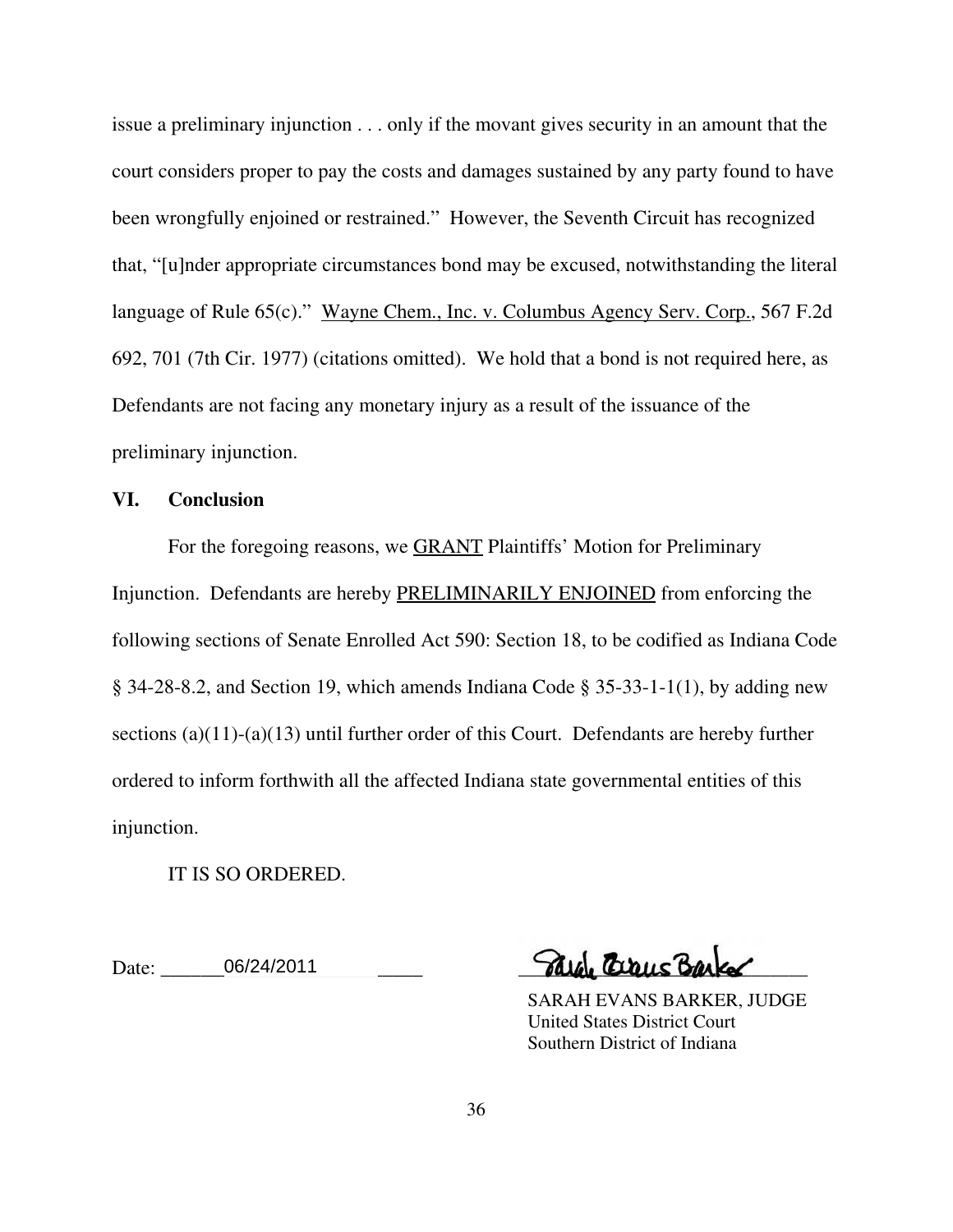issue a preliminary injunction . . . only if the movant gives security in an amount that the court considers proper to pay the costs and damages sustained by any party found to have been wrongfully enjoined or restrained." However, the Seventh Circuit has recognized that, "[u]nder appropriate circumstances bond may be excused, notwithstanding the literal language of Rule 65(c)." Wayne Chem., Inc. v. Columbus Agency Serv. Corp., 567 F.2d 692, 701 (7th Cir. 1977) (citations omitted). We hold that a bond is not required here, as Defendants are not facing any monetary injury as a result of the issuance of the preliminary injunction.

## VI. Conclusion

For the foregoing reasons, we GRANT Plaintiffs' Motion for Preliminary Injunction. Defendants are hereby PRELIMINARILY ENJOINED from enforcing the following sections of Senate Enrolled Act 590: Section 18, to be codified as Indiana Code § 34-28-8.2, and Section 19, which amends Indiana Code § 35-33-1-1(1), by adding new sections (a)(11)-(a)(13) until further order of this Court. Defendants are hereby further ordered to inform forthwith all the affected Indiana state governmental entities of this injunction.

IT IS SO ORDERED.

Date: 06/24/2011

SARAH EVANS BARKER, JUDGE
United States District Court
Southern District of Indiana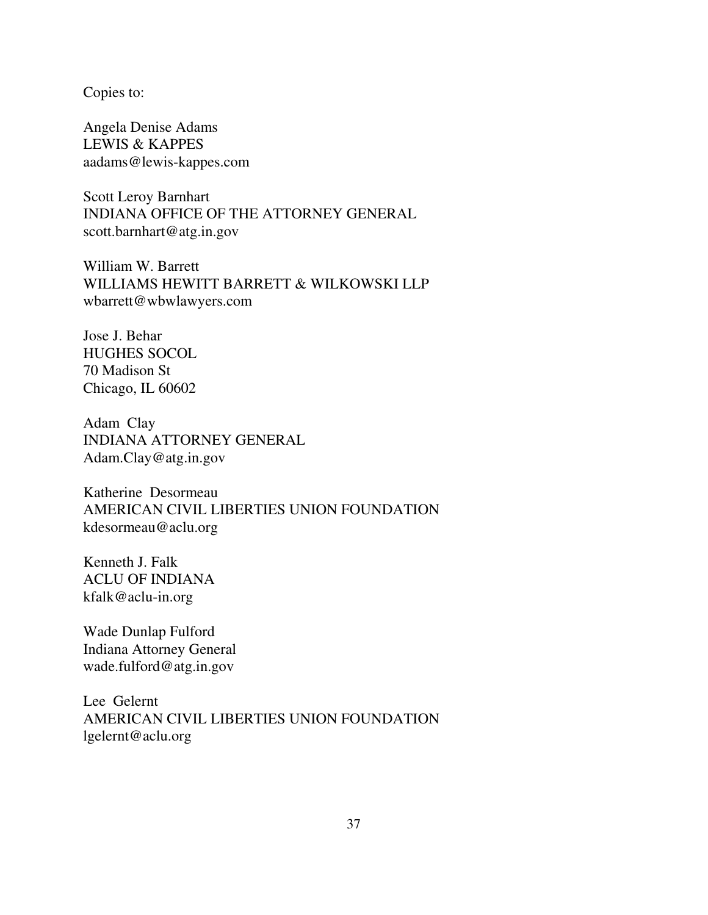Copies to:

Angela Denise Adams  
LEWIS & KAPPES  
aadams@lewis-kappes.com

Scott Leroy Barnhart  
INDIANA OFFICE OF THE ATTORNEY GENERAL  
scott.barnhart@atg.in.gov

William W. Barrett  
WILLIAMS HEWITT BARRETT & WILKOWSKI LLP  
wbarrett@wbwlawyers.com

Jose J. Behar  
HUGHES SOCOL  
70 Madison St  
Chicago, IL 60602

Adam Clay  
INDIANA ATTORNEY GENERAL  
Adam.Clay@atg.in.gov

Katherine Desormeau  
AMERICAN CIVIL LIBERTIES UNION FOUNDATION  
kdesormeau@aclu.org

Kenneth J. Falk  
ACLU OF INDIANA  
kfalk@aclu-in.org

Wade Dunlap Fulford  
Indiana Attorney General  
wade.fulford@atg.in.gov

Lee Gelernt  
AMERICAN CIVIL LIBERTIES UNION FOUNDATION  
lgelernt@aclu.org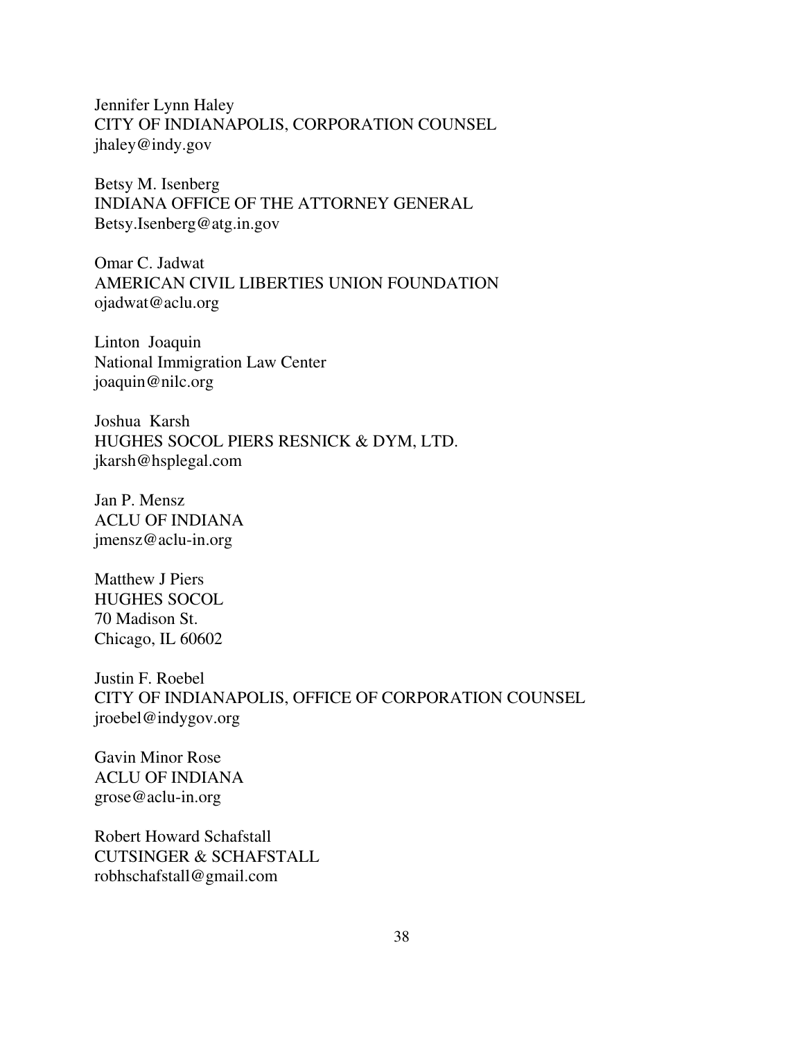Jennifer Lynn Haley
CITY OF INDIANAPOLIS, CORPORATION COUNSEL
jhaley@indy.gov

Betsy M. Isenberg
INDIANA OFFICE OF THE ATTORNEY GENERAL
Betsy.Isenberg@atg.in.gov

Omar C. Jadwat
AMERICAN CIVIL LIBERTIES UNION FOUNDATION
ojadwat@aclu.org

Linton Joaquin
National Immigration Law Center
joaquin@nilc.org

Joshua Karsh
HUGHES SOCOL PIERS RESNICK & DYM, LTD.
jkarsh@hsplegal.com

Jan P. Mensz
ACLU OF INDIANA
jmensz@aclu-in.org

Matthew J Piers
HUGHES SOCOL
70 Madison St.
Chicago, IL 60602

Justin F. Roebel
CITY OF INDIANAPOLIS, OFFICE OF CORPORATION COUNSEL
jroebel@indygov.org

Gavin Minor Rose
ACLU OF INDIANA
grose@aclu-in.org

Robert Howard Schafstall
CUTSINGER & SCHAFSTALL
robhschafstall@gmail.com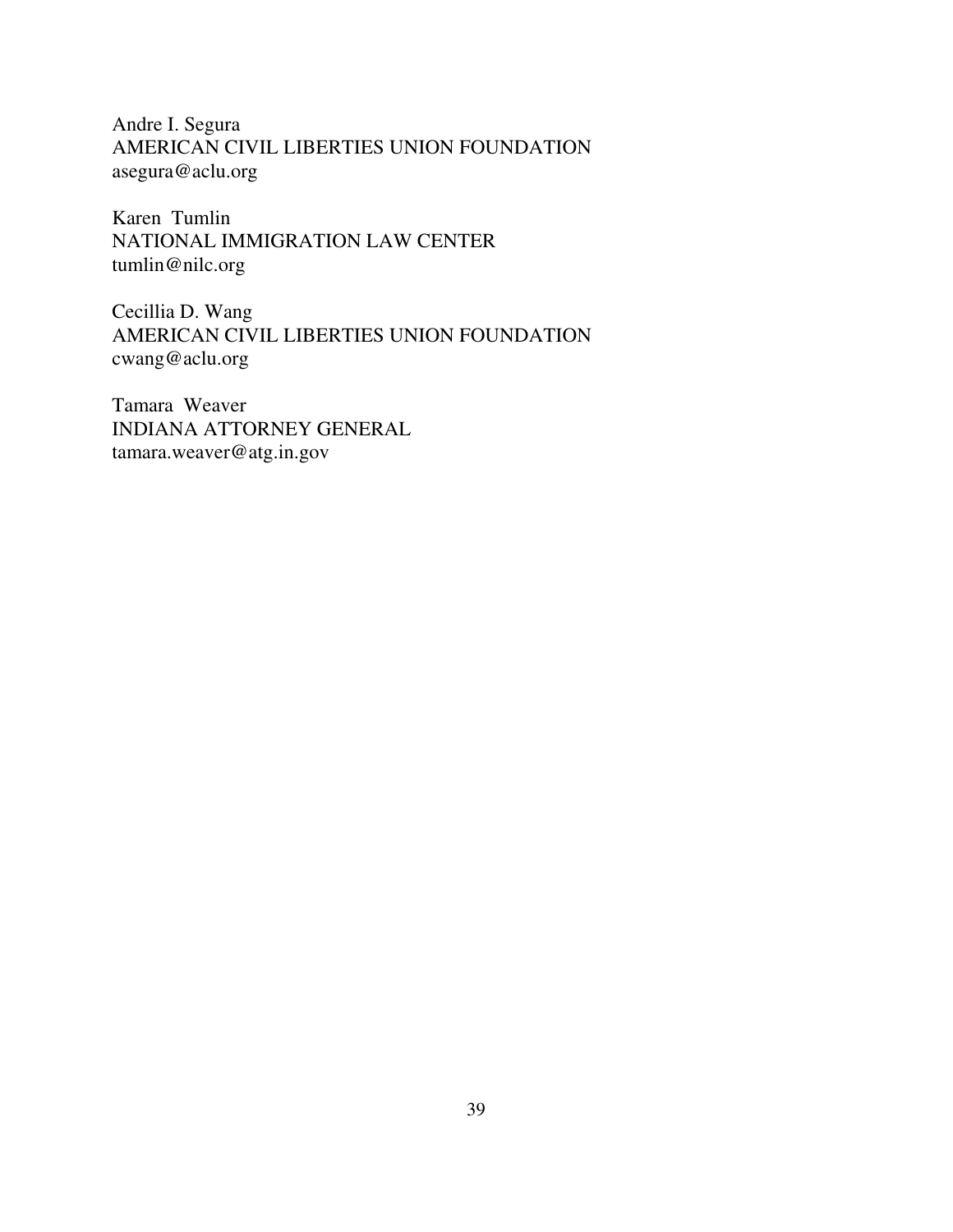Andre I. Segura
AMERICAN CIVIL LIBERTIES UNION FOUNDATION
asegura@aclu.org

Karen Tumlin
NATIONAL IMMIGRATION LAW CENTER
tumlin@nilc.org

Cecillia D. Wang
AMERICAN CIVIL LIBERTIES UNION FOUNDATION
cwang@aclu.org

Tamara Weaver
INDIANA ATTORNEY GENERAL
tamara.weaver@atg.in.gov